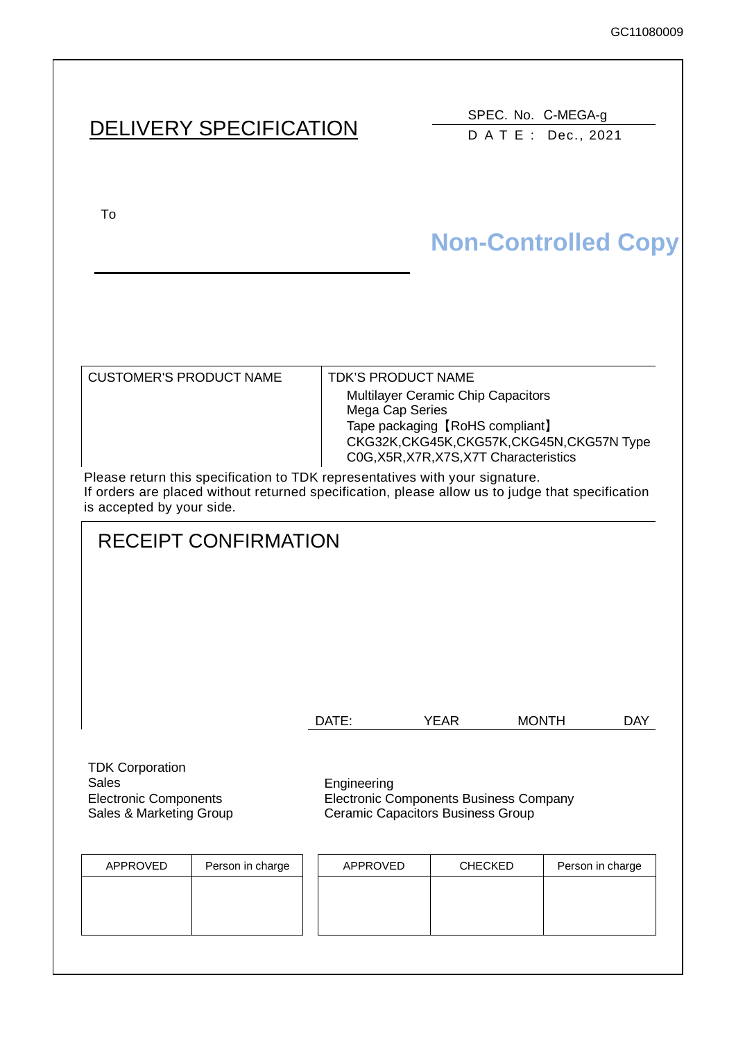GC11080009

# DELIVERY SPECIFICATION

SPEC. No. C-MEGA-g
D A T E : Dec., 2021

To

**Non-Controlled Copy**

| CUSTOMER'S PRODUCT NAME | TDK'S PRODUCT NAME |
|---|---|
| | Multilayer Ceramic Chip Capacitors<br>Mega Cap Series<br>Tape packaging【RoHS compliant】<br>CKG32K,CKG45K,CKG57K,CKG45N,CKG57N Type<br>C0G,X5R,X7R,X7S,X7T Characteristics |

Please return this specification to TDK representatives with your signature.
If orders are placed without returned specification, please allow us to judge that specification is accepted by your side.

## RECEIPT CONFIRMATION

DATE: YEAR MONTH DAY

TDK Corporation
Sales
Electronic Components
Sales & Marketing Group

Engineering
Electronic Components Business Company
Ceramic Capacitors Business Group

| APPROVED | Person in charge |
|---|---|
| | |

| APPROVED | CHECKED | Person in charge |
|---|---|---|
| | | |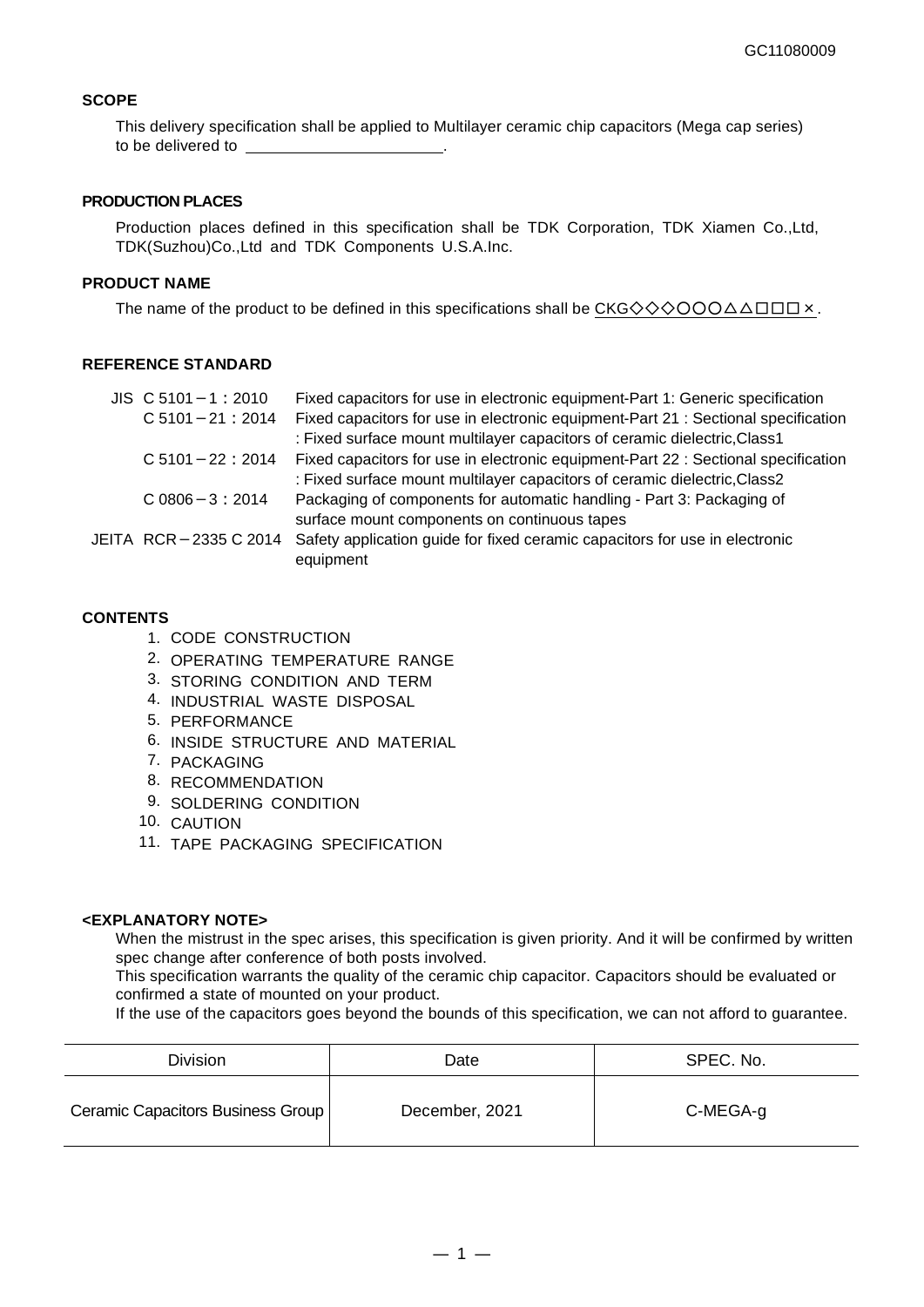GC11080009

**SCOPE**

This delivery specification shall be applied to Multilayer ceramic chip capacitors (Mega cap series) to be delivered to ______________________.

**PRODUCTION PLACES**

Production places defined in this specification shall be TDK Corporation, TDK Xiamen Co.,Ltd, TDK(Suzhou)Co.,Ltd and TDK Components U.S.A.Inc.

**PRODUCT NAME**

The name of the product to be defined in this specifications shall be CKG◇◇◇○○○△△□□□×.

**REFERENCE STANDARD**

| | |
|---|---|
| JIS C 5101－1：2010 | Fixed capacitors for use in electronic equipment-Part 1: Generic specification |
| C 5101－21：2014 | Fixed capacitors for use in electronic equipment-Part 21 : Sectional specification : Fixed surface mount multilayer capacitors of ceramic dielectric,Class1 |
| C 5101－22：2014 | Fixed capacitors for use in electronic equipment-Part 22 : Sectional specification : Fixed surface mount multilayer capacitors of ceramic dielectric,Class2 |
| C 0806－3：2014 | Packaging of components for automatic handling - Part 3: Packaging of surface mount components on continuous tapes |
| JEITA RCR－2335 C 2014 | Safety application guide for fixed ceramic capacitors for use in electronic equipment |

**CONTENTS**

1. CODE CONSTRUCTION
2. OPERATING TEMPERATURE RANGE
3. STORING CONDITION AND TERM
4. INDUSTRIAL WASTE DISPOSAL
5. PERFORMANCE
6. INSIDE STRUCTURE AND MATERIAL
7. PACKAGING
8. RECOMMENDATION
9. SOLDERING CONDITION
10. CAUTION
11. TAPE PACKAGING SPECIFICATION

**<EXPLANATORY NOTE>**

When the mistrust in the spec arises, this specification is given priority. And it will be confirmed by written spec change after conference of both posts involved.
This specification warrants the quality of the ceramic chip capacitor. Capacitors should be evaluated or confirmed a state of mounted on your product.
If the use of the capacitors goes beyond the bounds of this specification, we can not afford to guarantee.

| Division | Date | SPEC. No. |
|---|---|---|
| Ceramic Capacitors Business Group | December, 2021 | C-MEGA-g |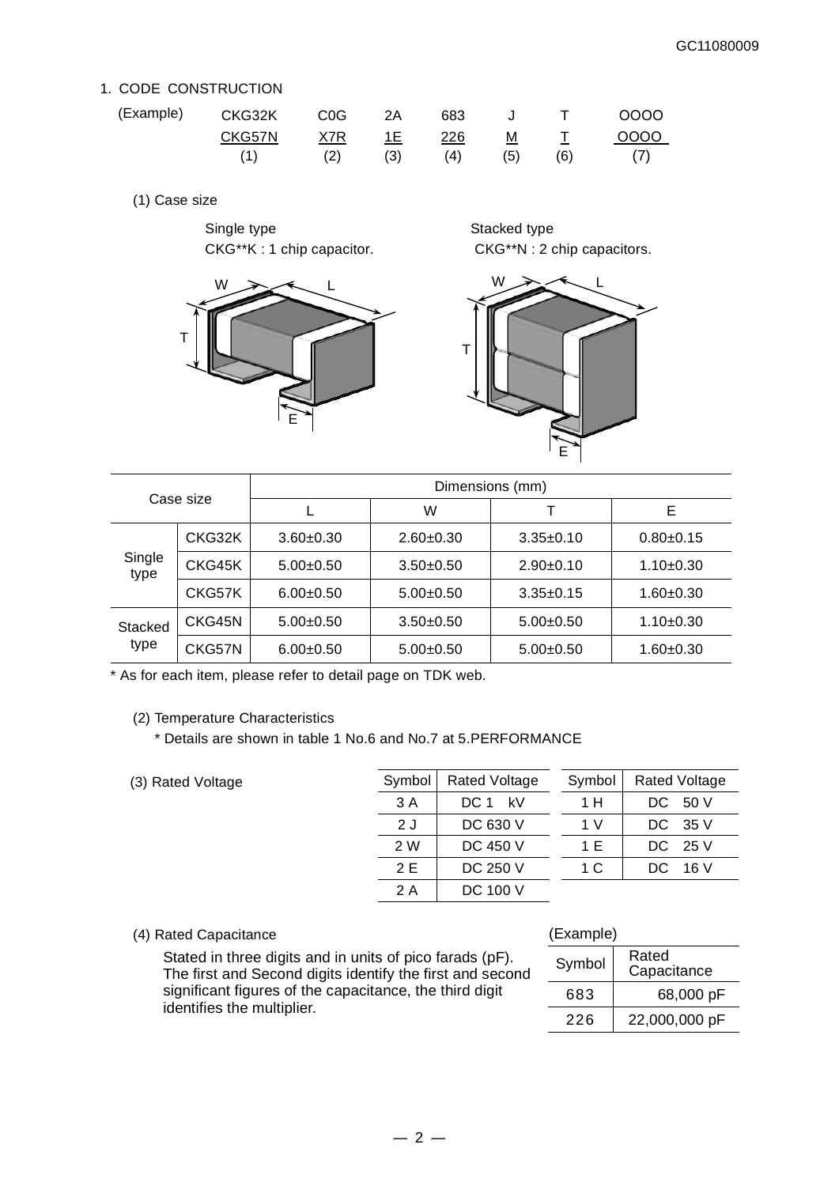## 1. CODE CONSTRUCTION

| (Example) | CKG32K | C0G | 2A | 683 | J | T | OOOO |
|---|---|---|---|---|---|---|---|
| | CKG57N | X7R | 1E | 226 | M | T | OOOO |
| | (1) | (2) | (3) | (4) | (5) | (6) | (7) |

### (1) Case size

Single type
CKG**K : 1 chip capacitor.

Stacked type
CKG**N : 2 chip capacitors.

| Case size | | Dimensions (mm) | | | |
|---|---|---|---|---|---|
| | | L | W | T | E |
| Single type | CKG32K | 3.60±0.30 | 2.60±0.30 | 3.35±0.10 | 0.80±0.15 |
| | CKG45K | 5.00±0.50 | 3.50±0.50 | 2.90±0.10 | 1.10±0.30 |
| | CKG57K | 6.00±0.50 | 5.00±0.50 | 3.35±0.15 | 1.60±0.30 |
| Stacked type | CKG45N | 5.00±0.50 | 3.50±0.50 | 5.00±0.50 | 1.10±0.30 |
| | CKG57N | 6.00±0.50 | 5.00±0.50 | 5.00±0.50 | 1.60±0.30 |

* As for each item, please refer to detail page on TDK web.

### (2) Temperature Characteristics

* Details are shown in table 1 No.6 and No.7 at 5.PERFORMANCE

### (3) Rated Voltage

| Symbol | Rated Voltage |
|---|---|
| 3 A | DC 1 kV |
| 2 J | DC 630 V |
| 2 W | DC 450 V |
| 2 E | DC 250 V |
| 2 A | DC 100 V |

| Symbol | Rated Voltage |
|---|---|
| 1 H | DC 50 V |
| 1 V | DC 35 V |
| 1 E | DC 25 V |
| 1 C | DC 16 V |

### (4) Rated Capacitance

Stated in three digits and in units of pico farads (pF). The first and Second digits identify the first and second significant figures of the capacitance, the third digit identifies the multiplier.

(Example)

| Symbol | Rated Capacitance |
|---|---|
| 683 | 68,000 pF |
| 226 | 22,000,000 pF |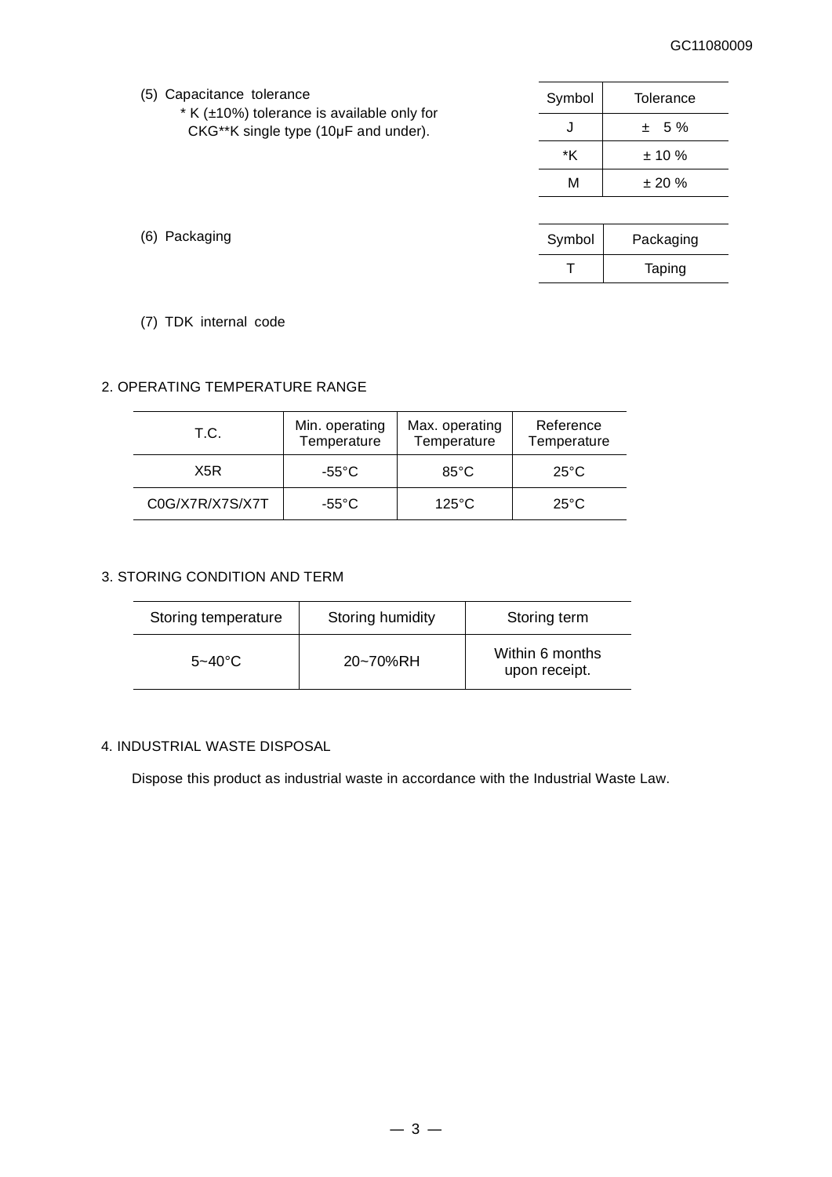(5) Capacitance tolerance

\* K (±10%) tolerance is available only for CKG**K single type (10μF and under).

| Symbol | Tolerance |
|---|---|
| J | ± 5 % |
| *K | ± 10 % |
| M | ± 20 % |

(6) Packaging

| Symbol | Packaging |
|---|---|
| T | Taping |

(7) TDK internal code

## 2. OPERATING TEMPERATURE RANGE

| T.C. | Min. operating Temperature | Max. operating Temperature | Reference Temperature |
|---|---|---|---|
| X5R | -55°C | 85°C | 25°C |
| C0G/X7R/X7S/X7T | -55°C | 125°C | 25°C |

## 3. STORING CONDITION AND TERM

| Storing temperature | Storing humidity | Storing term |
|---|---|---|
| 5~40°C | 20~70%RH | Within 6 months upon receipt. |

## 4. INDUSTRIAL WASTE DISPOSAL

Dispose this product as industrial waste in accordance with the Industrial Waste Law.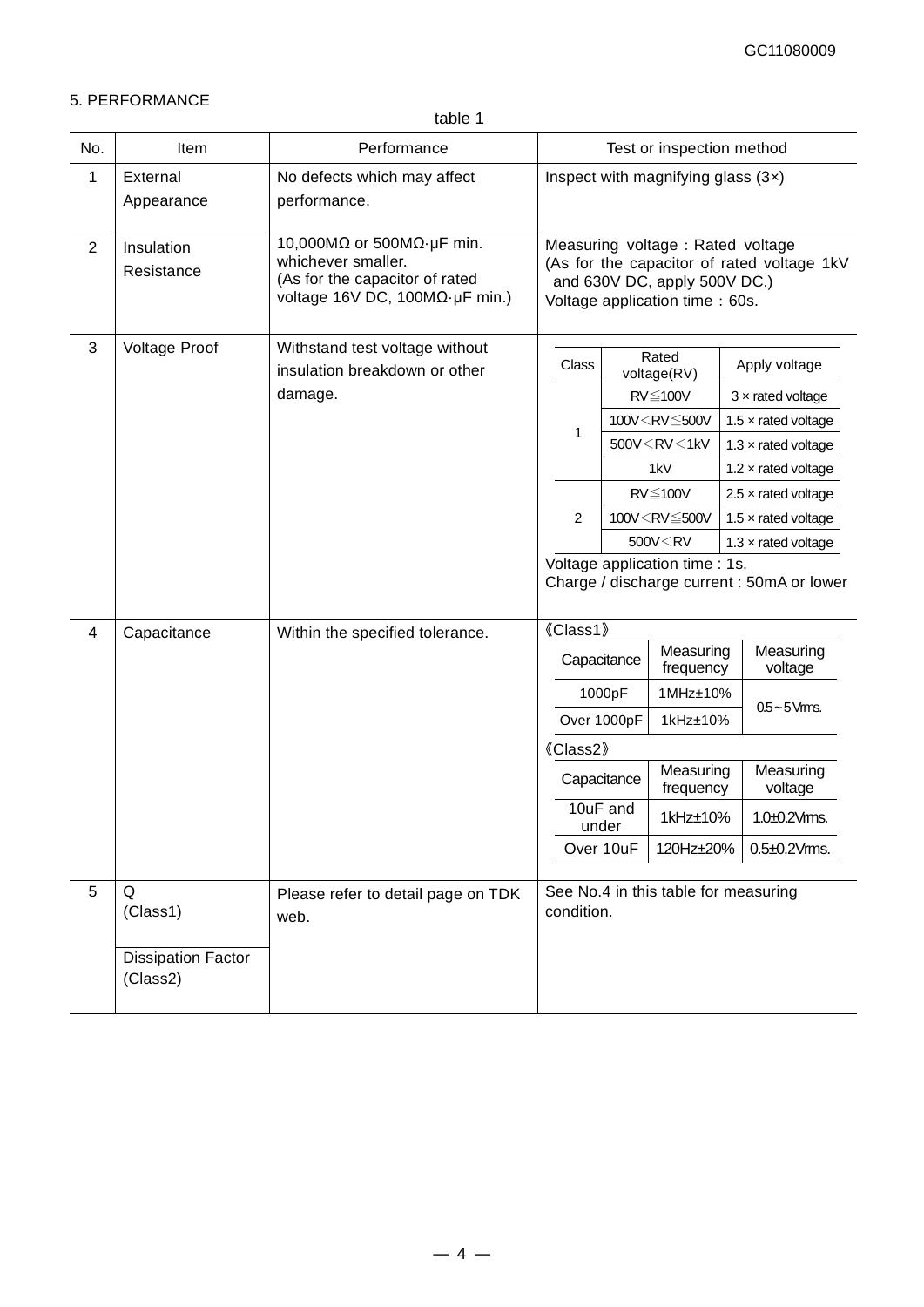## 5. PERFORMANCE

table 1

| No. | Item | Performance | Test or inspection method |
|---|---|---|---|
| 1 | External Appearance | No defects which may affect performance. | Inspect with magnifying glass (3×) |
| 2 | Insulation Resistance | 10,000MΩ or 500MΩ·μF min. whichever smaller.<br>(As for the capacitor of rated voltage 16V DC, 100MΩ·μF min.) | Measuring voltage : Rated voltage<br>(As for the capacitor of rated voltage 1kV and 630V DC, apply 500V DC.)<br>Voltage application time : 60s. |
| 3 | Voltage Proof | Withstand test voltage without insulation breakdown or other damage. | See voltage proof table below.<br>Voltage application time : 1s.<br>Charge / discharge current : 50mA or lower |
| 4 | Capacitance | Within the specified tolerance. | See capacitance measuring condition tables below. |
| 5 | Q (Class1)<br><br>Dissipation Factor (Class2) | Please refer to detail page on TDK web. | See No.4 in this table for measuring condition. |

**No.3 Voltage Proof – test voltage**

| Class | Rated voltage(RV) | Apply voltage |
|---|---|---|
| 1 | RV≦100V | 3 × rated voltage |
| | 100V＜RV≦500V | 1.5 × rated voltage |
| | 500V＜RV＜1kV | 1.3 × rated voltage |
| | 1kV | 1.2 × rated voltage |
| 2 | RV≦100V | 2.5 × rated voltage |
| | 100V＜RV≦500V | 1.5 × rated voltage |
| | 500V＜RV | 1.3 × rated voltage |

**No.4 Capacitance – measuring condition**

《Class1》

| Capacitance | Measuring frequency | Measuring voltage |
|---|---|---|
| 1000pF | 1MHz±10% | 0.5～5Vrms. |
| Over 1000pF | 1kHz±10% | |

《Class2》

| Capacitance | Measuring frequency | Measuring voltage |
|---|---|---|
| 10uF and under | 1kHz±10% | 1.0±0.2Vrms. |
| Over 10uF | 120Hz±20% | 0.5±0.2Vrms. |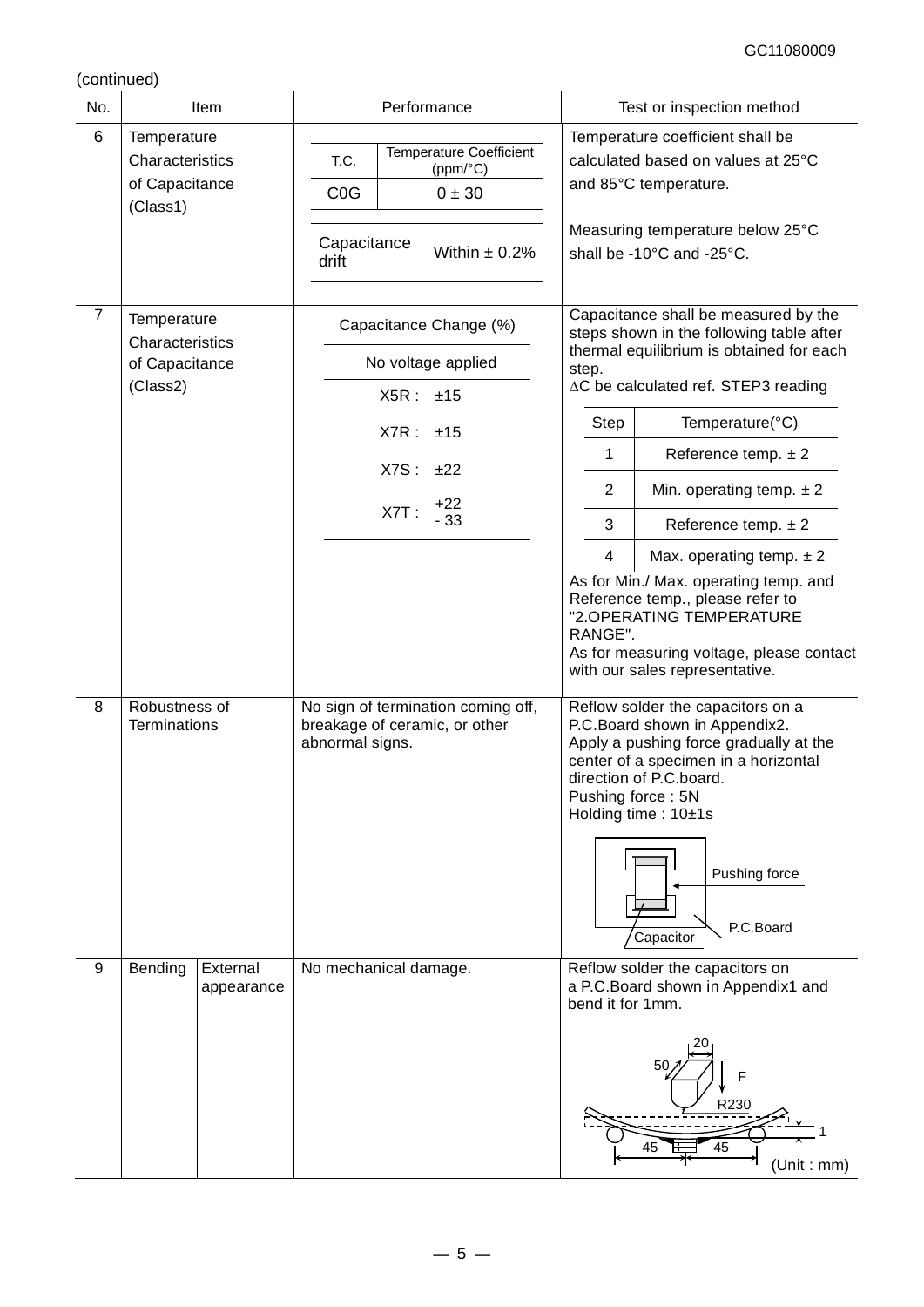(continued)

| No. | Item | | Performance | Test or inspection method |
|---|---|---|---|---|
| 6 | Temperature Characteristics of Capacitance (Class1) | | T.C. / Temperature Coefficient (ppm/°C): C0G: 0 ± 30<br>Capacitance drift: Within ± 0.2% | Temperature coefficient shall be calculated based on values at 25°C and 85°C temperature.<br><br>Measuring temperature below 25°C shall be -10°C and -25°C. |
| 7 | Temperature Characteristics of Capacitance (Class2) | | Capacitance Change (%)<br>No voltage applied<br>X5R : ±15<br>X7R : ±15<br>X7S : ±22<br>X7T : +22 / - 33 | Capacitance shall be measured by the steps shown in the following table after thermal equilibrium is obtained for each step.<br>ΔC be calculated ref. STEP3 reading<br><br>Step / Temperature(°C):<br>1: Reference temp. ± 2<br>2: Min. operating temp. ± 2<br>3: Reference temp. ± 2<br>4: Max. operating temp. ± 2<br><br>As for Min./ Max. operating temp. and Reference temp., please refer to "2.OPERATING TEMPERATURE RANGE".<br>As for measuring voltage, please contact with our sales representative. |
| 8 | Robustness of Terminations | | No sign of termination coming off, breakage of ceramic, or other abnormal signs. | Reflow solder the capacitors on a P.C.Board shown in Appendix2.<br>Apply a pushing force gradually at the center of a specimen in a horizontal direction of P.C.board.<br>Pushing force : 5N<br>Holding time : 10±1s<br><br>(Figure labels: Pushing force, P.C.Board, Capacitor) |
| 9 | Bending | External appearance | No mechanical damage. | Reflow solder the capacitors on a P.C.Board shown in Appendix1 and bend it for 1mm.<br><br>(Figure labels: 20, 50, F, R230, 1, 45, 45, (Unit : mm)) |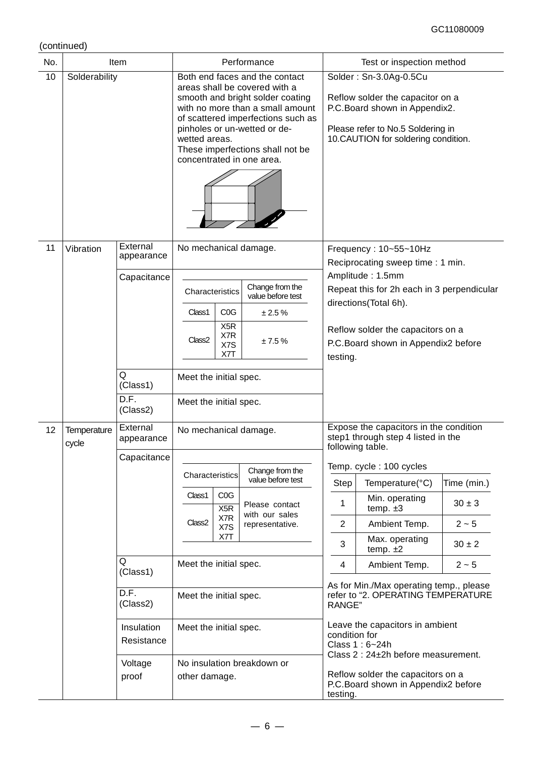(continued)

| No. | Item | | Performance | Test or inspection method |
|---|---|---|---|---|
| 10 | Solderability | | Both end faces and the contact areas shall be covered with a smooth and bright solder coating with no more than a small amount of scattered imperfections such as pinholes or un-wetted or de-wetted areas. These imperfections shall not be concentrated in one area. | Solder : Sn-3.0Ag-0.5Cu<br><br>Reflow solder the capacitor on a P.C.Board shown in Appendix2.<br><br>Please refer to No.5 Soldering in 10.CAUTION for soldering condition. |
| 11 | Vibration | External appearance | No mechanical damage. | Frequency : 10~55~10Hz<br>Reciprocating sweep time : 1 min.<br>Amplitude : 1.5mm<br>Repeat this for 2h each in 3 perpendicular directions(Total 6h).<br><br>Reflow solder the capacitors on a P.C.Board shown in Appendix2 before testing. |
| | | Capacitance | Characteristics / Change from the value before test:<br>Class1 C0G: ± 2.5 %<br>Class2 X5R, X7R, X7S, X7T: ± 7.5 % | |
| | | Q (Class1) | Meet the initial spec. | |
| | | D.F. (Class2) | Meet the initial spec. | |
| 12 | Temperature cycle | External appearance | No mechanical damage. | Expose the capacitors in the condition step1 through step 4 listed in the following table.<br><br>Temp. cycle : 100 cycles<br><br>Step 1: Min. operating temp. ±3, Time 30 ± 3 min.<br>Step 2: Ambient Temp., Time 2 ~ 5 min.<br>Step 3: Max. operating temp. ±2, Time 30 ± 2 min.<br>Step 4: Ambient Temp., Time 2 ~ 5 min.<br><br>As for Min./Max operating temp., please refer to "2. OPERATING TEMPERATURE RANGE"<br><br>Leave the capacitors in ambient condition for<br>Class 1 : 6~24h<br>Class 2 : 24±2h before measurement.<br><br>Reflow solder the capacitors on a P.C.Board shown in Appendix2 before testing. |
| | | Capacitance | Characteristics / Change from the value before test:<br>Class1 C0G, Class2 X5R, X7R, X7S, X7T: Please contact with our sales representative. | |
| | | Q (Class1) | Meet the initial spec. | |
| | | D.F. (Class2) | Meet the initial spec. | |
| | | Insulation Resistance | Meet the initial spec. | |
| | | Voltage proof | No insulation breakdown or other damage. | |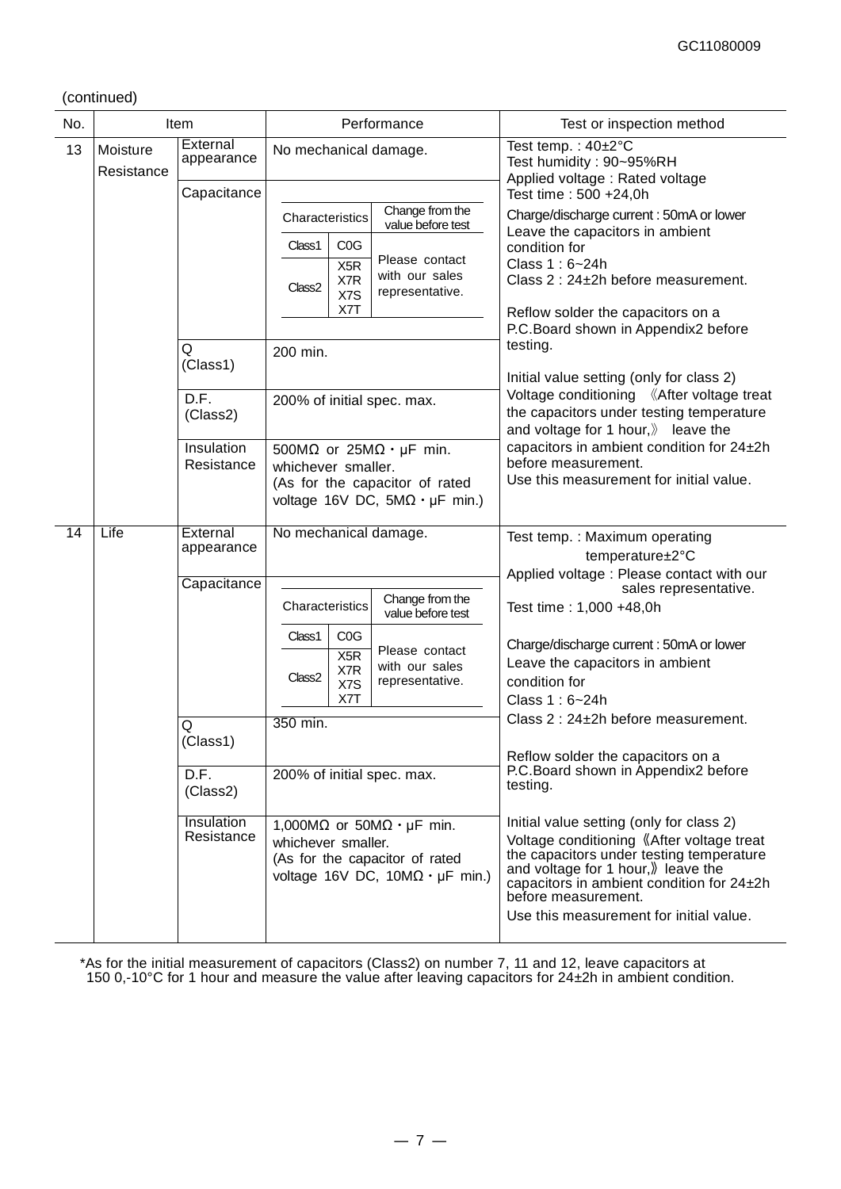(continued)

| No. | Item | | Performance | Test or inspection method |
|---|---|---|---|---|
| 13 | Moisture Resistance | External appearance | No mechanical damage. | Test temp. : 40±2°C<br>Test humidity : 90~95%RH<br>Applied voltage : Rated voltage<br>Test time : 500 +24,0h<br>Charge/discharge current : 50mA or lower<br>Leave the capacitors in ambient condition for<br>Class 1 : 6~24h<br>Class 2 : 24±2h before measurement.<br><br>Reflow solder the capacitors on a P.C.Board shown in Appendix2 before testing.<br><br>Initial value setting (only for class 2)<br>Voltage conditioning 《After voltage treat the capacitors under testing temperature and voltage for 1 hour,》 leave the capacitors in ambient condition for 24±2h before measurement.<br>Use this measurement for initial value. |
| | | Capacitance | Characteristics / Change from the value before test:<br>Class1 C0G; Class2 X5R, X7R, X7S, X7T: Please contact with our sales representative. | |
| | | Q (Class1) | 200 min. | |
| | | D.F. (Class2) | 200% of initial spec. max. | |
| | | Insulation Resistance | 500MΩ or 25MΩ・μF min. whichever smaller.<br>(As for the capacitor of rated voltage 16V DC, 5MΩ・μF min.) | |
| 14 | Life | External appearance | No mechanical damage. | Test temp. : Maximum operating temperature±2°C<br>Applied voltage : Please contact with our sales representative.<br>Test time : 1,000 +48,0h<br><br>Charge/discharge current : 50mA or lower<br>Leave the capacitors in ambient condition for<br>Class 1 : 6~24h<br>Class 2 : 24±2h before measurement.<br><br>Reflow solder the capacitors on a P.C.Board shown in Appendix2 before testing.<br><br>Initial value setting (only for class 2)<br>Voltage conditioning《After voltage treat the capacitors under testing temperature and voltage for 1 hour,》leave the capacitors in ambient condition for 24±2h before measurement.<br>Use this measurement for initial value. |
| | | Capacitance | Characteristics / Change from the value before test:<br>Class1 C0G; Class2 X5R, X7R, X7S, X7T: Please contact with our sales representative. | |
| | | Q (Class1) | 350 min. | |
| | | D.F. (Class2) | 200% of initial spec. max. | |
| | | Insulation Resistance | 1,000MΩ or 50MΩ・μF min. whichever smaller.<br>(As for the capacitor of rated voltage 16V DC, 10MΩ・μF min.) | |

*As for the initial measurement of capacitors (Class2) on number 7, 11 and 12, leave capacitors at 150 0,-10°C for 1 hour and measure the value after leaving capacitors for 24±2h in ambient condition.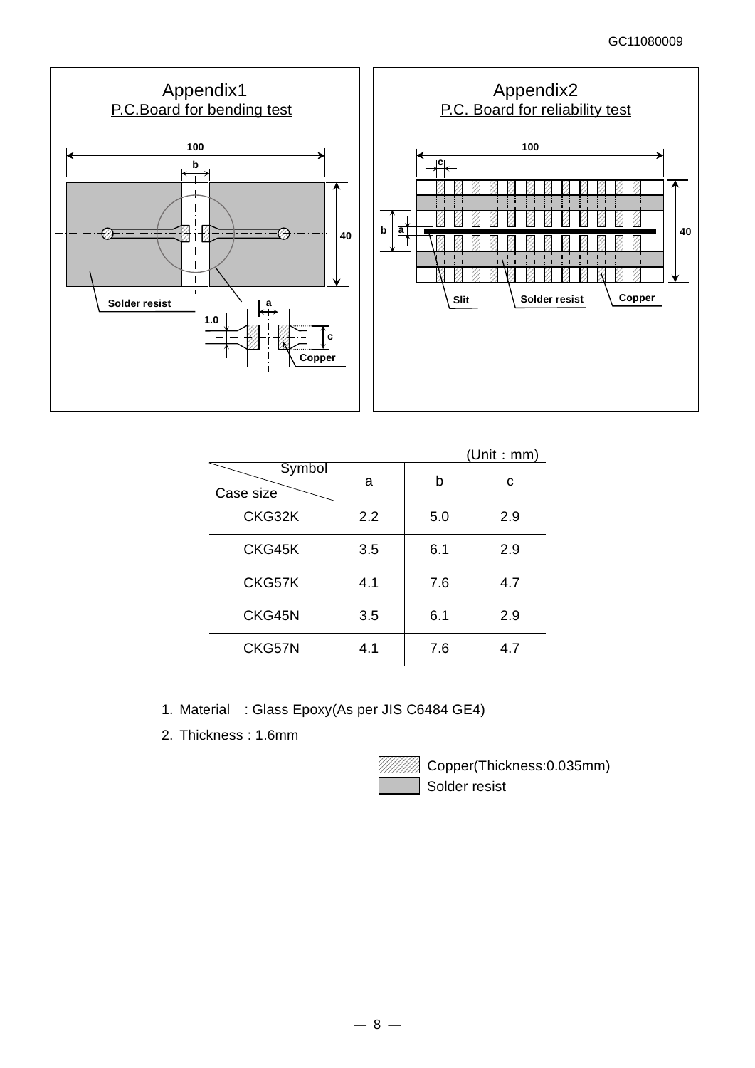## Appendix1

P.C.Board for bending test

100

b

40

Solder resist

a

1.0

c

Copper

## Appendix2

P.C. Board for reliability test

100

c

b

a

40

Slit

Solder resist

Copper

(Unit : mm)

| Symbol / Case size | a | b | c |
|---|---|---|---|
| CKG32K | 2.2 | 5.0 | 2.9 |
| CKG45K | 3.5 | 6.1 | 2.9 |
| CKG57K | 4.1 | 7.6 | 4.7 |
| CKG45N | 3.5 | 6.1 | 2.9 |
| CKG57N | 4.1 | 7.6 | 4.7 |

1. Material : Glass Epoxy(As per JIS C6484 GE4)
2. Thickness : 1.6mm

Copper(Thickness:0.035mm)

Solder resist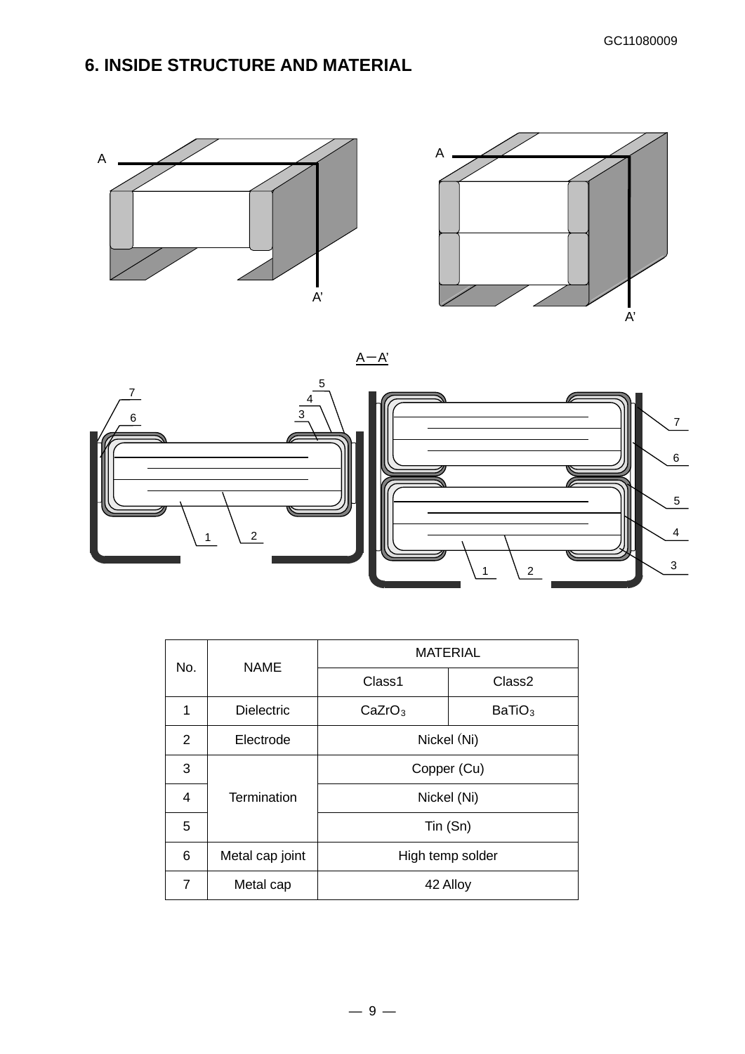## 6. INSIDE STRUCTURE AND MATERIAL

A－A'

| No. | NAME | MATERIAL | |
|---|---|---|---|
| | | Class1 | Class2 |
| 1 | Dielectric | $CaZrO_3$ | $BaTiO_3$ |
| 2 | Electrode | Nickel (Ni) | |
| 3 | Termination | Copper (Cu) | |
| 4 | | Nickel (Ni) | |
| 5 | | Tin (Sn) | |
| 6 | Metal cap joint | High temp solder | |
| 7 | Metal cap | 42 Alloy | |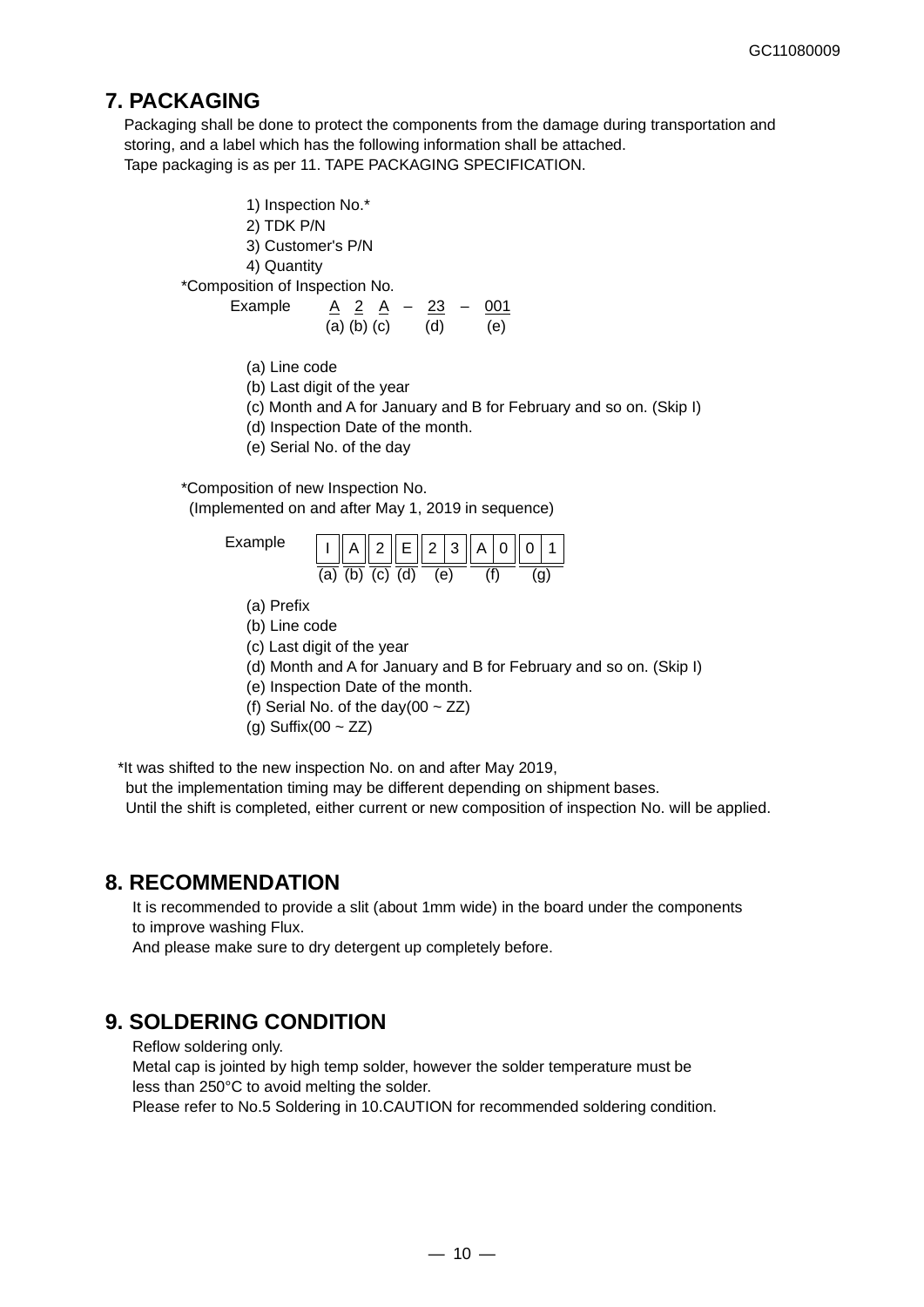## 7. PACKAGING

Packaging shall be done to protect the components from the damage during transportation and storing, and a label which has the following information shall be attached.
Tape packaging is as per 11. TAPE PACKAGING SPECIFICATION.

1) Inspection No.*
2) TDK P/N
3) Customer's P/N
4) Quantity

*Composition of Inspection No.

Example A 2 A – 23 – 001
(a) (b) (c) (d) (e)

(a) Line code
(b) Last digit of the year
(c) Month and A for January and B for February and so on. (Skip I)
(d) Inspection Date of the month.
(e) Serial No. of the day

*Composition of new Inspection No.
(Implemented on and after May 1, 2019 in sequence)

Example

| I | A | 2 | E | 2 | 3 | A | 0 | 0 | 1 |
|---|---|---|---|---|---|---|---|---|---|
| (a) | (b) | (c) | (d) | (e) | | (f) | | (g) | |

(a) Prefix
(b) Line code
(c) Last digit of the year
(d) Month and A for January and B for February and so on. (Skip I)
(e) Inspection Date of the month.
(f) Serial No. of the day(00 ~ ZZ)
(g) Suffix(00 ~ ZZ)

*It was shifted to the new inspection No. on and after May 2019,
but the implementation timing may be different depending on shipment bases.
Until the shift is completed, either current or new composition of inspection No. will be applied.

## 8. RECOMMENDATION

It is recommended to provide a slit (about 1mm wide) in the board under the components to improve washing Flux.
And please make sure to dry detergent up completely before.

## 9. SOLDERING CONDITION

Reflow soldering only.
Metal cap is jointed by high temp solder, however the solder temperature must be less than 250°C to avoid melting the solder.
Please refer to No.5 Soldering in 10.CAUTION for recommended soldering condition.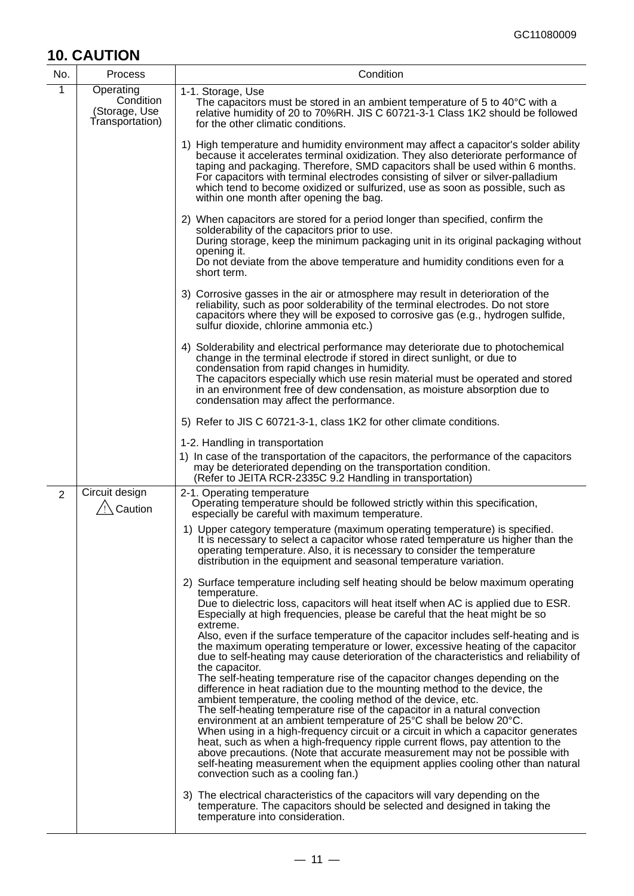## 10. CAUTION

| No. | Process | Condition |
|---|---|---|
| 1 | Operating Condition (Storage, Use Transportation) | 1-1. Storage, Use<br>The capacitors must be stored in an ambient temperature of 5 to 40°C with a relative humidity of 20 to 70%RH. JIS C 60721-3-1 Class 1K2 should be followed for the other climatic conditions.<br><br>1) High temperature and humidity environment may affect a capacitor's solder ability because it accelerates terminal oxidization. They also deteriorate performance of taping and packaging. Therefore, SMD capacitors shall be used within 6 months. For capacitors with terminal electrodes consisting of silver or silver-palladium which tend to become oxidized or sulfurized, use as soon as possible, such as within one month after opening the bag.<br><br>2) When capacitors are stored for a period longer than specified, confirm the solderability of the capacitors prior to use.<br>During storage, keep the minimum packaging unit in its original packaging without opening it.<br>Do not deviate from the above temperature and humidity conditions even for a short term.<br><br>3) Corrosive gasses in the air or atmosphere may result in deterioration of the reliability, such as poor solderability of the terminal electrodes. Do not store capacitors where they will be exposed to corrosive gas (e.g., hydrogen sulfide, sulfur dioxide, chlorine ammonia etc.)<br><br>4) Solderability and electrical performance may deteriorate due to photochemical change in the terminal electrode if stored in direct sunlight, or due to condensation from rapid changes in humidity.<br>The capacitors especially which use resin material must be operated and stored in an environment free of dew condensation, as moisture absorption due to condensation may affect the performance.<br><br>5) Refer to JIS C 60721-3-1, class 1K2 for other climate conditions.<br><br>1-2. Handling in transportation<br>1) In case of the transportation of the capacitors, the performance of the capacitors may be deteriorated depending on the transportation condition.<br>(Refer to JEITA RCR-2335C 9.2 Handling in transportation) |
| 2 | Circuit design<br>⚠ Caution | 2-1. Operating temperature<br>Operating temperature should be followed strictly within this specification, especially be careful with maximum temperature.<br><br>1) Upper category temperature (maximum operating temperature) is specified. It is necessary to select a capacitor whose rated temperature us higher than the operating temperature. Also, it is necessary to consider the temperature distribution in the equipment and seasonal temperature variation.<br><br>2) Surface temperature including self heating should be below maximum operating temperature.<br>Due to dielectric loss, capacitors will heat itself when AC is applied due to ESR. Especially at high frequencies, please be careful that the heat might be so extreme.<br>Also, even if the surface temperature of the capacitor includes self-heating and is the maximum operating temperature or lower, excessive heating of the capacitor due to self-heating may cause deterioration of the characteristics and reliability of the capacitor.<br>The self-heating temperature rise of the capacitor changes depending on the difference in heat radiation due to the mounting method to the device, the ambient temperature, the cooling method of the device, etc.<br>The self-heating temperature rise of the capacitor in a natural convection environment at an ambient temperature of 25°C shall be below 20°C.<br>When using in a high-frequency circuit or a circuit in which a capacitor generates heat, such as when a high-frequency ripple current flows, pay attention to the above precautions. (Note that accurate measurement may not be possible with self-heating measurement when the equipment applies cooling other than natural convection such as a cooling fan.)<br><br>3) The electrical characteristics of the capacitors will vary depending on the temperature. The capacitors should be selected and designed in taking the temperature into consideration. |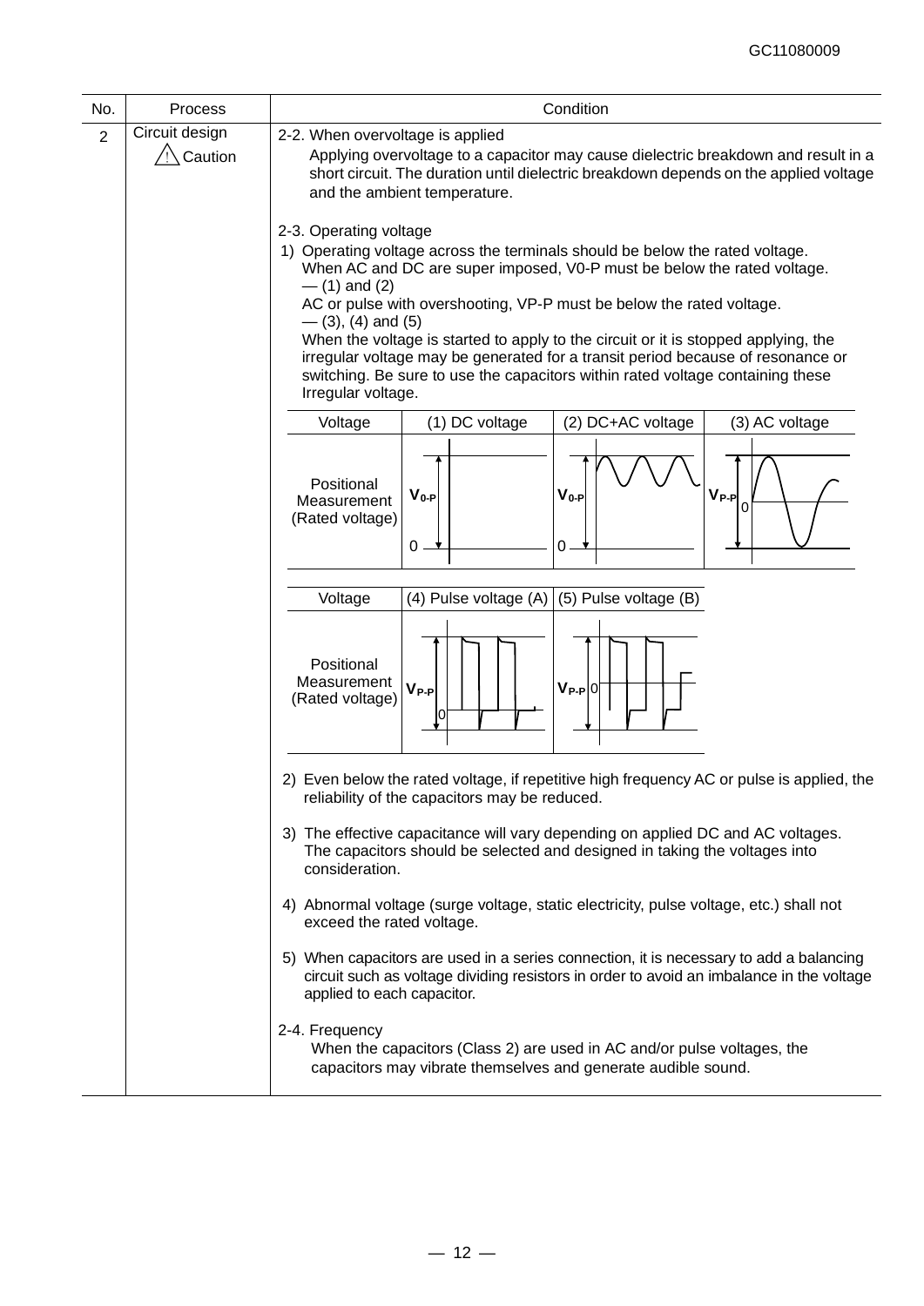| No. | Process | Condition |
|---|---|---|
| 2 | Circuit design ⚠ Caution | 2-2. When overvoltage is applied |

2-2. When overvoltage is applied

Applying overvoltage to a capacitor may cause dielectric breakdown and result in a short circuit. The duration until dielectric breakdown depends on the applied voltage and the ambient temperature.

2-3. Operating voltage

1) Operating voltage across the terminals should be below the rated voltage.
   When AC and DC are super imposed, V0-P must be below the rated voltage.
   — (1) and (2)
   AC or pulse with overshooting, VP-P must be below the rated voltage.
   — (3), (4) and (5)
   When the voltage is started to apply to the circuit or it is stopped applying, the irregular voltage may be generated for a transit period because of resonance or switching. Be sure to use the capacitors within rated voltage containing these Irregular voltage.

| Voltage | (1) DC voltage | (2) DC+AC voltage | (3) AC voltage |
|---|---|---|---|
| Positional Measurement (Rated voltage) | $V_{0\text{-}P}$ | $V_{0\text{-}P}$ | $V_{P\text{-}P}$ |

| Voltage | (4) Pulse voltage (A) | (5) Pulse voltage (B) |
|---|---|---|
| Positional Measurement (Rated voltage) | $V_{P\text{-}P}$ | $V_{P\text{-}P}$ |

2) Even below the rated voltage, if repetitive high frequency AC or pulse is applied, the reliability of the capacitors may be reduced.

3) The effective capacitance will vary depending on applied DC and AC voltages. The capacitors should be selected and designed in taking the voltages into consideration.

4) Abnormal voltage (surge voltage, static electricity, pulse voltage, etc.) shall not exceed the rated voltage.

5) When capacitors are used in a series connection, it is necessary to add a balancing circuit such as voltage dividing resistors in order to avoid an imbalance in the voltage applied to each capacitor.

2-4. Frequency

When the capacitors (Class 2) are used in AC and/or pulse voltages, the capacitors may vibrate themselves and generate audible sound.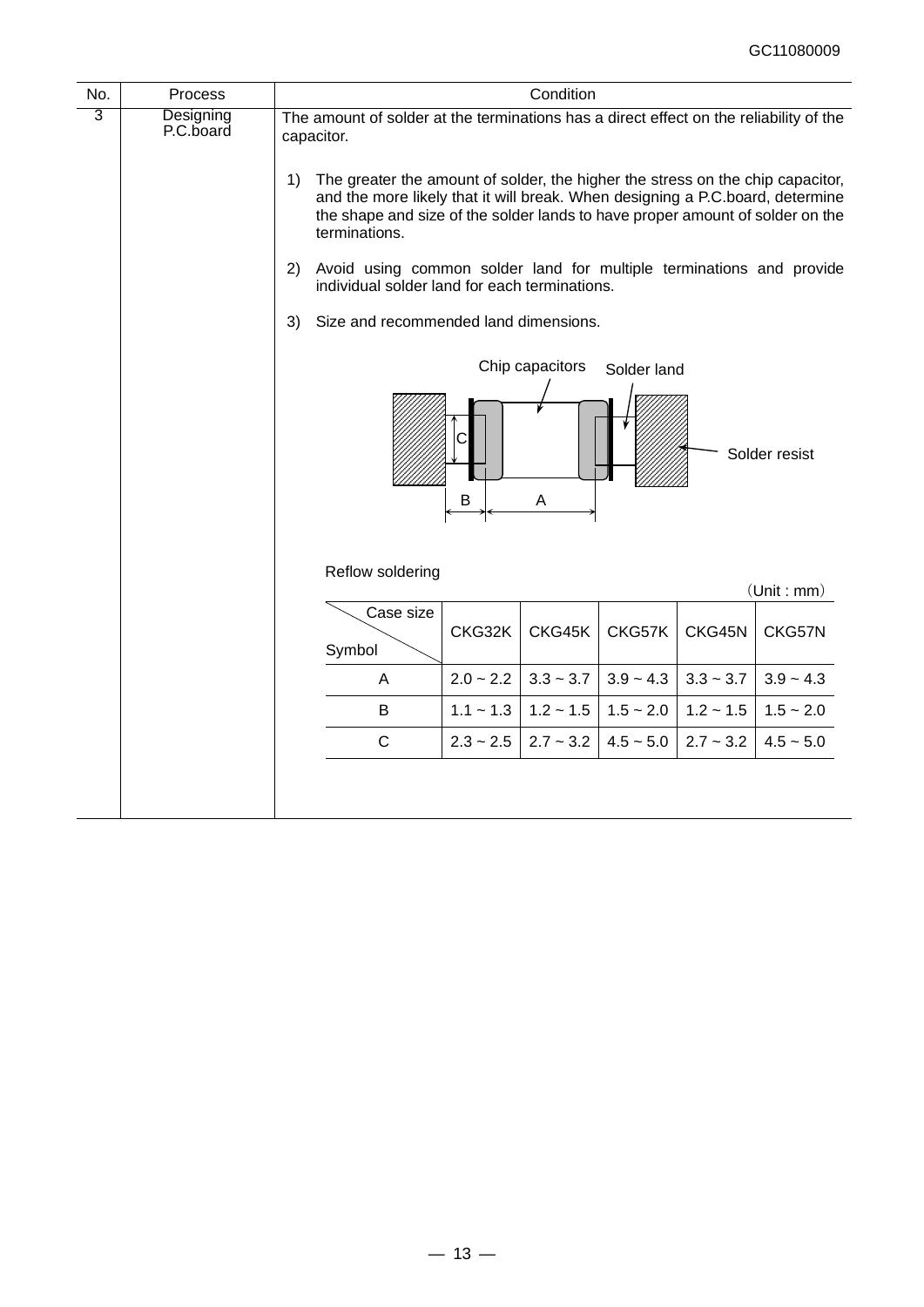| No. | Process | Condition |
|---|---|---|
| 3 | Designing P.C.board | The amount of solder at the terminations has a direct effect on the reliability of the capacitor. |

1) The greater the amount of solder, the higher the stress on the chip capacitor, and the more likely that it will break. When designing a P.C.board, determine the shape and size of the solder lands to have proper amount of solder on the terminations.

2) Avoid using common solder land for multiple terminations and provide individual solder land for each terminations.

3) Size and recommended land dimensions.

Chip capacitors　Solder land　Solder resist

C　B　A

Reflow soldering

(Unit : mm)

| Symbol \ Case size | CKG32K | CKG45K | CKG57K | CKG45N | CKG57N |
|---|---|---|---|---|---|
| A | 2.0 ~ 2.2 | 3.3 ~ 3.7 | 3.9 ~ 4.3 | 3.3 ~ 3.7 | 3.9 ~ 4.3 |
| B | 1.1 ~ 1.3 | 1.2 ~ 1.5 | 1.5 ~ 2.0 | 1.2 ~ 1.5 | 1.5 ~ 2.0 |
| C | 2.3 ~ 2.5 | 2.7 ~ 3.2 | 4.5 ~ 5.0 | 2.7 ~ 3.2 | 4.5 ~ 5.0 |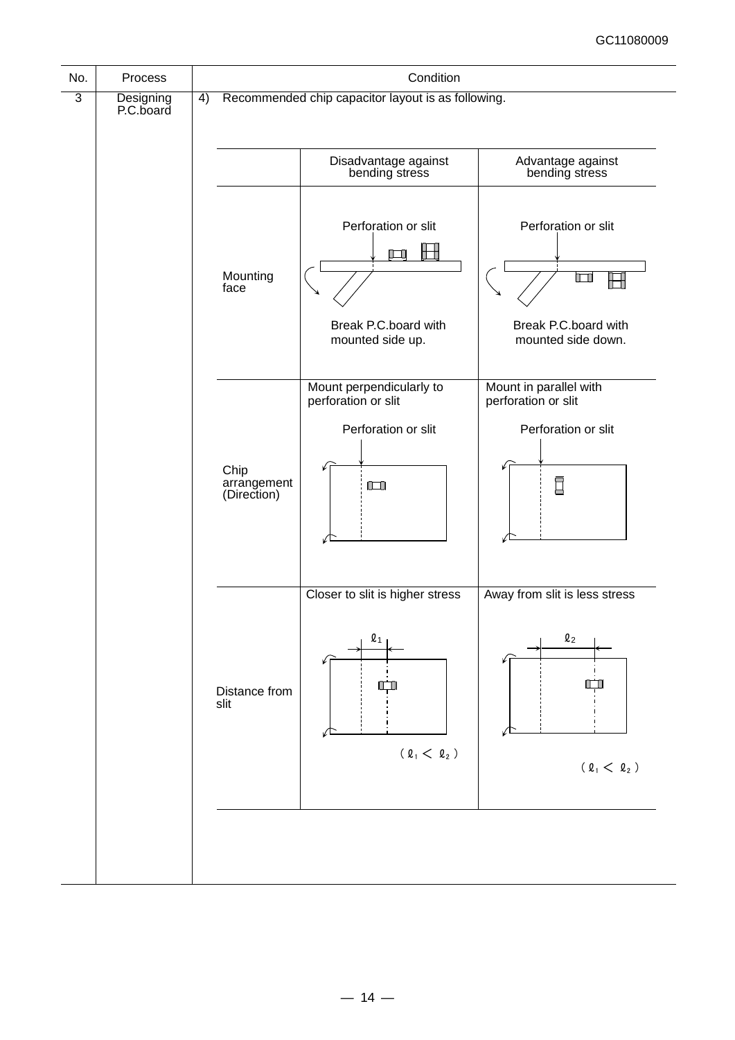| No. | Process | Condition |
|---|---|---|
| 3 | Designing P.C.board | 4) Recommended chip capacitor layout is as following. |

| | Disadvantage against bending stress | Advantage against bending stress |
|---|---|---|
| Mounting face | Perforation or slit<br>Break P.C.board with mounted side up. | Perforation or slit<br>Break P.C.board with mounted side down. |
| Chip arrangement (Direction) | Mount perpendicularly to perforation or slit<br>Perforation or slit | Mount in parallel with perforation or slit<br>Perforation or slit |
| Distance from slit | Closer to slit is higher stress<br>$\ell_1$<br>( $\ell_1 < \ell_2$ ) | Away from slit is less stress<br>$\ell_2$<br>( $\ell_1 < \ell_2$ ) |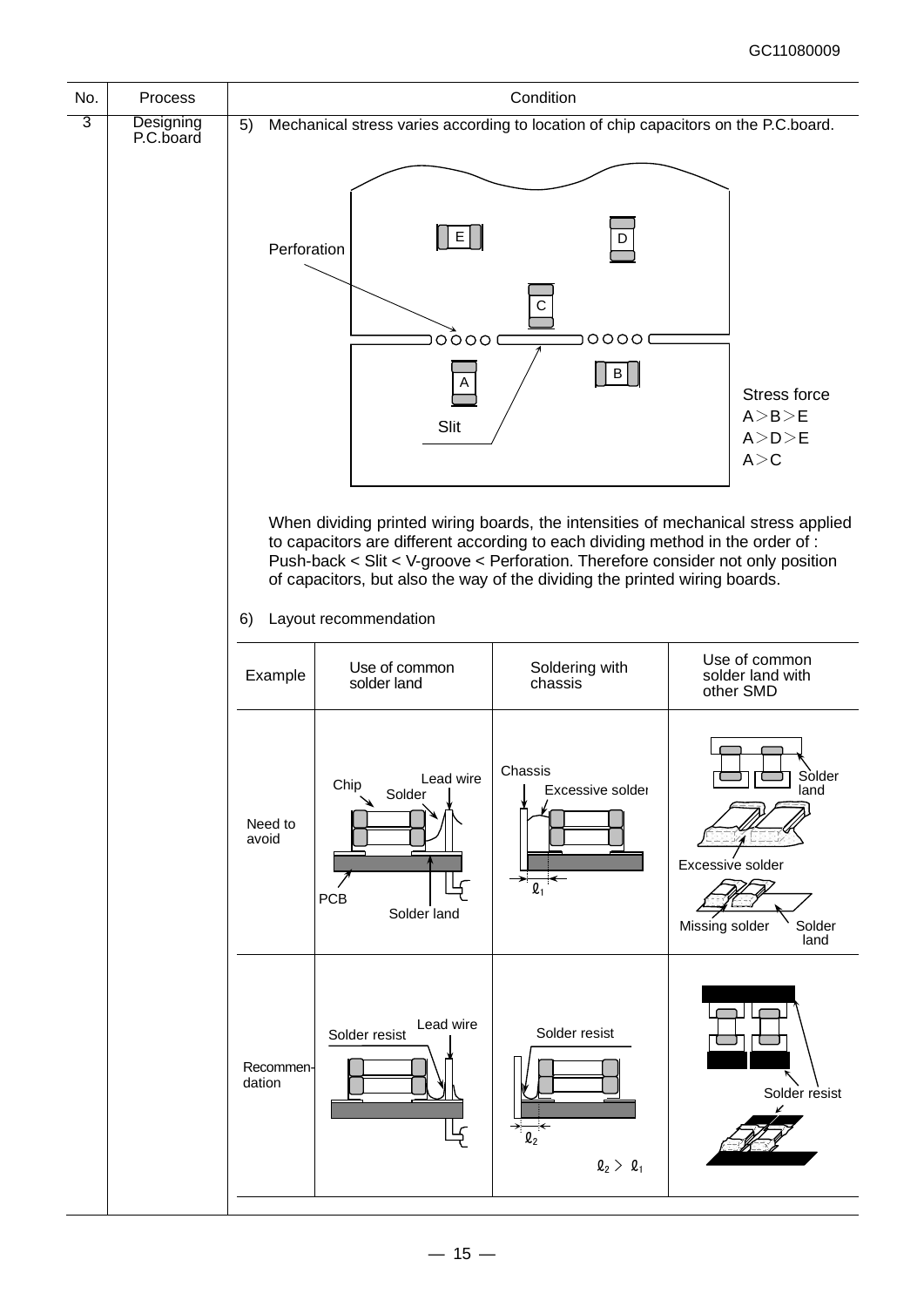| No. | Process | Condition |
|---|---|---|
| 3 | Designing P.C.board | 5) Mechanical stress varies according to location of chip capacitors on the P.C.board. |

Perforation

Slit

Stress force
A＞B＞E
A＞D＞E
A＞C

When dividing printed wiring boards, the intensities of mechanical stress applied to capacitors are different according to each dividing method in the order of : Push-back < Slit < V-groove < Perforation. Therefore consider not only position of capacitors, but also the way of the dividing the printed wiring boards.

6) Layout recommendation

| Example | Use of common solder land | Soldering with chassis | Use of common solder land with other SMD |
|---|---|---|---|
| Need to avoid | Chip, Solder, Lead wire, PCB, Solder land | Chassis, Excessive solder, $\ell_1$ | Solder land, Excessive solder, Missing solder, Solder land |
| Recommendation | Solder resist, Lead wire | Solder resist, $\ell_2$, $\ell_2 > \ell_1$ | Solder resist |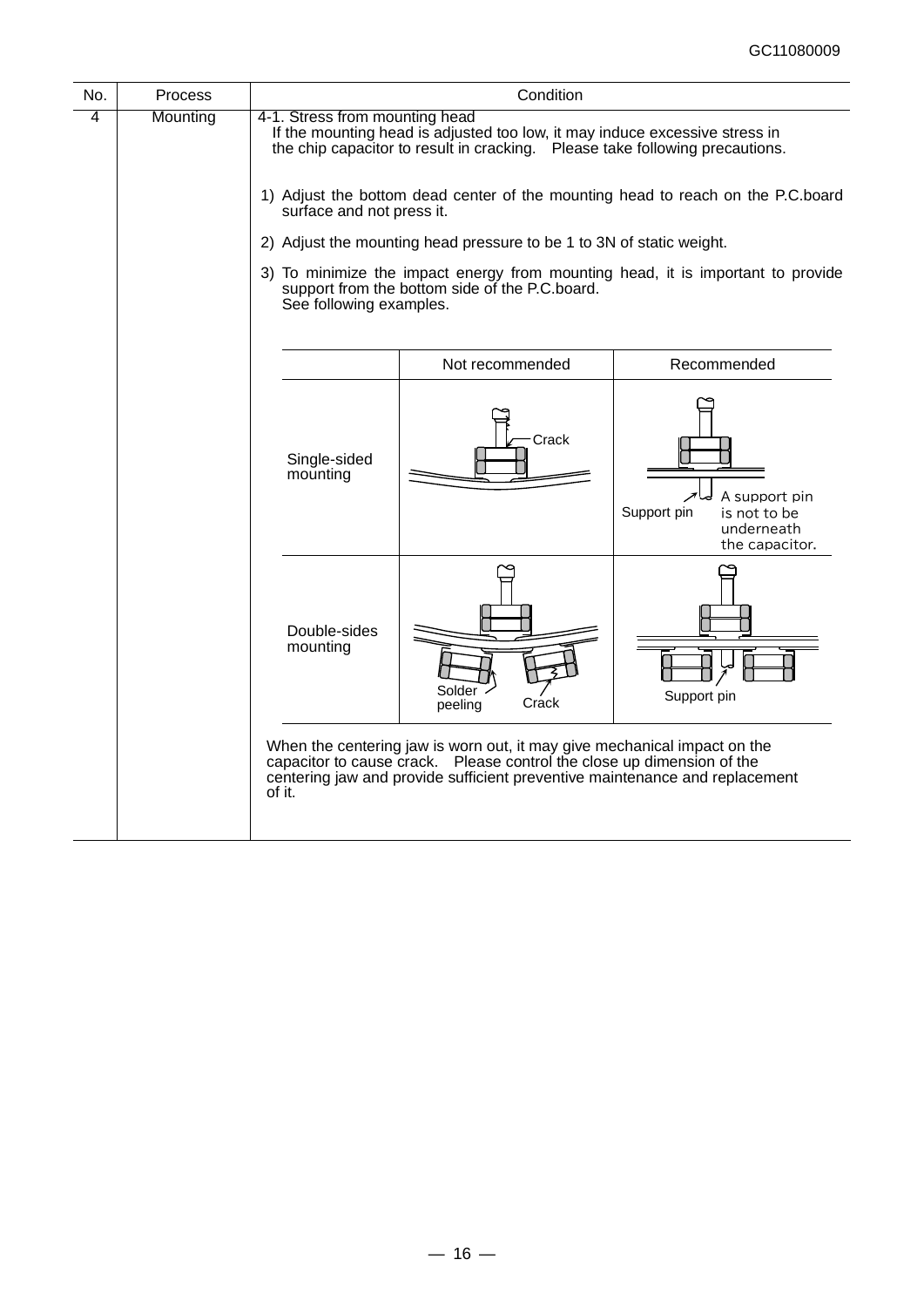| No. | Process | Condition |
|---|---|---|
| 4 | Mounting | 4-1. Stress from mounting head<br>If the mounting head is adjusted too low, it may induce excessive stress in the chip capacitor to result in cracking. Please take following precautions.<br><br>1) Adjust the bottom dead center of the mounting head to reach on the P.C.board surface and not press it.<br>2) Adjust the mounting head pressure to be 1 to 3N of static weight.<br>3) To minimize the impact energy from mounting head, it is important to provide support from the bottom side of the P.C.board. See following examples. |

| | Not recommended | Recommended |
|---|---|---|
| Single-sided mounting | Crack | Support pin<br>A support pin is not to be underneath the capacitor. |
| Double-sides mounting | Solder peeling<br>Crack | Support pin |

When the centering jaw is worn out, it may give mechanical impact on the capacitor to cause crack. Please control the close up dimension of the centering jaw and provide sufficient preventive maintenance and replacement of it.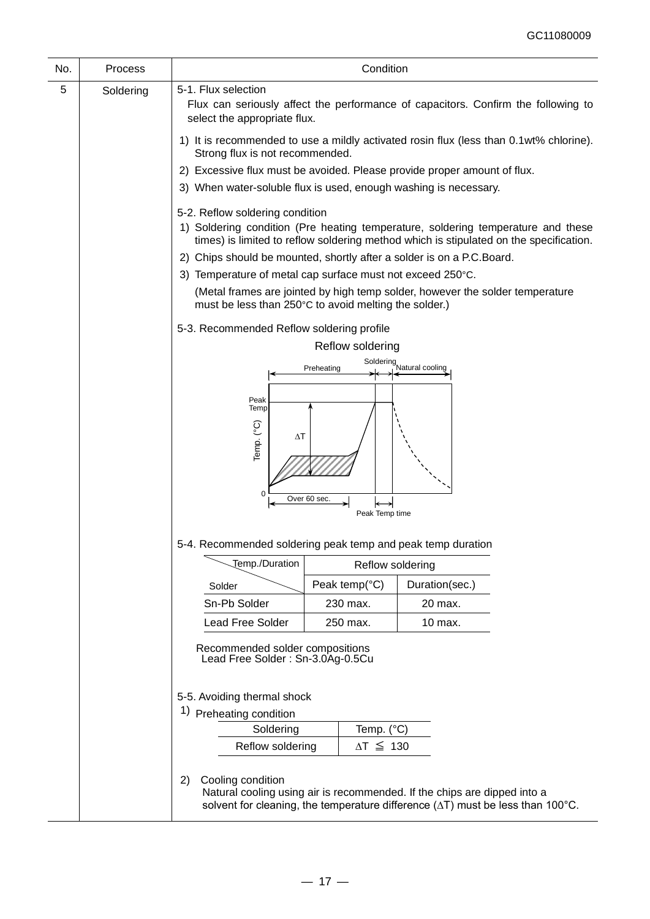| No. | Process | Condition |
|---|---|---|
| 5 | Soldering | 5-1. Flux selection |

5-1. Flux selection

Flux can seriously affect the performance of capacitors. Confirm the following to select the appropriate flux.

1) It is recommended to use a mildly activated rosin flux (less than 0.1wt% chlorine). Strong flux is not recommended.
2) Excessive flux must be avoided. Please provide proper amount of flux.
3) When water-soluble flux is used, enough washing is necessary.

5-2. Reflow soldering condition

1) Soldering condition (Pre heating temperature, soldering temperature and these times) is limited to reflow soldering method which is stipulated on the specification.
2) Chips should be mounted, shortly after a solder is on a P.C.Board.
3) Temperature of metal cap surface must not exceed 250°C.

   (Metal frames are jointed by high temp solder, however the solder temperature must be less than 250°C to avoid melting the solder.)

5-3. Recommended Reflow soldering profile

Reflow soldering

Preheating | Soldering | Natural cooling

Peak Temp | Temp. (°C) | $\Delta T$ | 0 | Over 60 sec. | Peak Temp time

5-4. Recommended soldering peak temp and peak temp duration

| Solder \ Temp./Duration | Reflow soldering | |
|---|---|---|
| | Peak temp(°C) | Duration(sec.) |
| Sn-Pb Solder | 230 max. | 20 max. |
| Lead Free Solder | 250 max. | 10 max. |

Recommended solder compositions
Lead Free Solder : Sn-3.0Ag-0.5Cu

5-5. Avoiding thermal shock

1) Preheating condition

| Soldering | Temp. (°C) |
|---|---|
| Reflow soldering | $\Delta T \leqq 130$ |

2) Cooling condition
   Natural cooling using air is recommended. If the chips are dipped into a solvent for cleaning, the temperature difference ($\Delta T$) must be less than 100°C.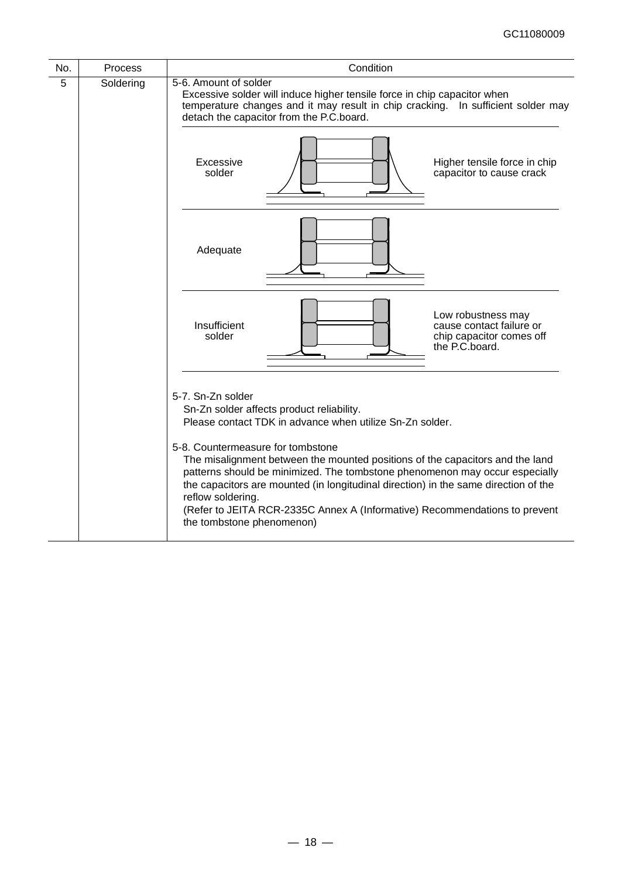| No. | Process | Condition |
|---|---|---|
| 5 | Soldering | 5-6. Amount of solder<br>Excessive solder will induce higher tensile force in chip capacitor when temperature changes and it may result in chip cracking. In sufficient solder may detach the capacitor from the P.C.board.<br><br>Excessive solder — Higher tensile force in chip capacitor to cause crack<br><br>Adequate<br><br>Insufficient solder — Low robustness may cause contact failure or chip capacitor comes off the P.C.board.<br><br>5-7. Sn-Zn solder<br>Sn-Zn solder affects product reliability.<br>Please contact TDK in advance when utilize Sn-Zn solder.<br><br>5-8. Countermeasure for tombstone<br>The misalignment between the mounted positions of the capacitors and the land patterns should be minimized. The tombstone phenomenon may occur especially the capacitors are mounted (in longitudinal direction) in the same direction of the reflow soldering.<br>(Refer to JEITA RCR-2335C Annex A (Informative) Recommendations to prevent the tombstone phenomenon) |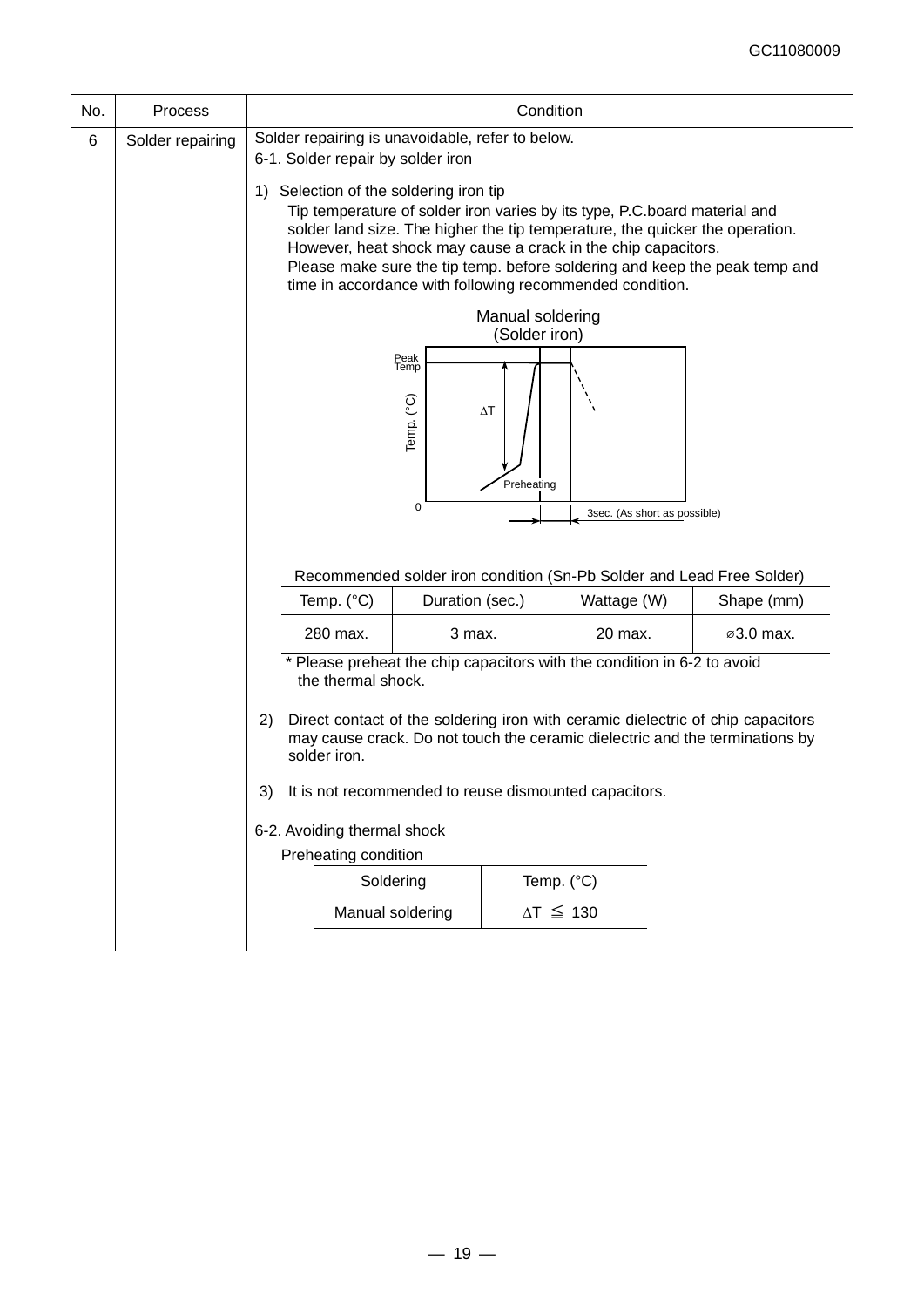| No. | Process | Condition |
|---|---|---|
| 6 | Solder repairing | Solder repairing is unavoidable, refer to below. |

6-1. Solder repair by solder iron

1) Selection of the soldering iron tip

Tip temperature of solder iron varies by its type, P.C.board material and solder land size. The higher the tip temperature, the quicker the operation. However, heat shock may cause a crack in the chip capacitors.
Please make sure the tip temp. before soldering and keep the peak temp and time in accordance with following recommended condition.

Manual soldering
(Solder iron)

Peak Temp
Temp. (°C)
ΔT
Preheating
0
3sec. (As short as possible)

Recommended solder iron condition (Sn-Pb Solder and Lead Free Solder)

| Temp. (°C) | Duration (sec.) | Wattage (W) | Shape (mm) |
|---|---|---|---|
| 280 max. | 3 max. | 20 max. | ⌀3.0 max. |

* Please preheat the chip capacitors with the condition in 6-2 to avoid the thermal shock.

2) Direct contact of the soldering iron with ceramic dielectric of chip capacitors may cause crack. Do not touch the ceramic dielectric and the terminations by solder iron.

3) It is not recommended to reuse dismounted capacitors.

6-2. Avoiding thermal shock

Preheating condition

| Soldering | Temp. (°C) |
|---|---|
| Manual soldering | $\Delta T \leqq 130$ |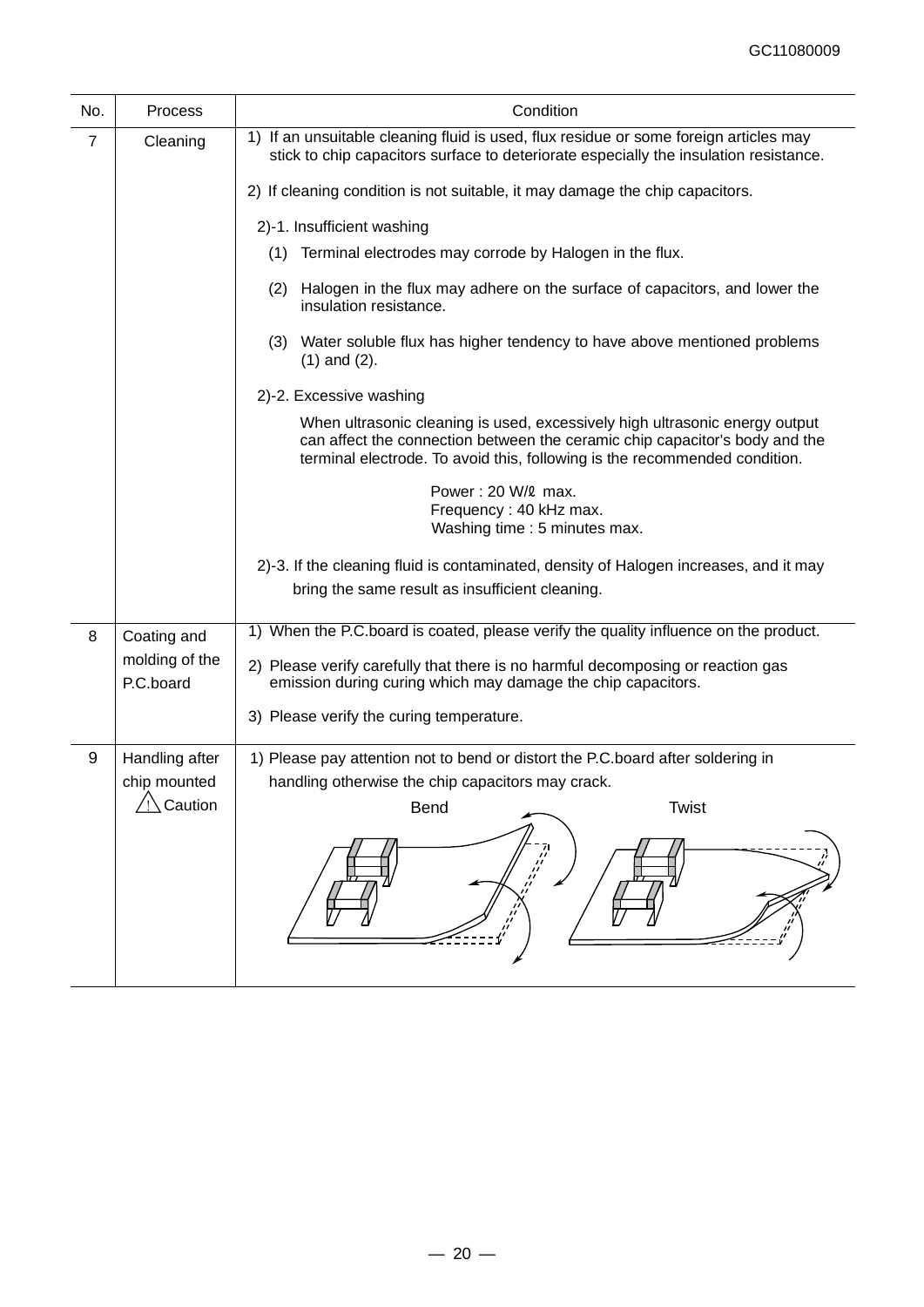| No. | Process | Condition |
|---|---|---|
| 7 | Cleaning | 1) If an unsuitable cleaning fluid is used, flux residue or some foreign articles may stick to chip capacitors surface to deteriorate especially the insulation resistance.<br><br>2) If cleaning condition is not suitable, it may damage the chip capacitors.<br><br>2)-1. Insufficient washing<br>(1) Terminal electrodes may corrode by Halogen in the flux.<br>(2) Halogen in the flux may adhere on the surface of capacitors, and lower the insulation resistance.<br>(3) Water soluble flux has higher tendency to have above mentioned problems (1) and (2).<br><br>2)-2. Excessive washing<br>When ultrasonic cleaning is used, excessively high ultrasonic energy output can affect the connection between the ceramic chip capacitor's body and the terminal electrode. To avoid this, following is the recommended condition.<br><br>Power : 20 W/ℓ max.<br>Frequency : 40 kHz max.<br>Washing time : 5 minutes max.<br><br>2)-3. If the cleaning fluid is contaminated, density of Halogen increases, and it may bring the same result as insufficient cleaning. |
| 8 | Coating and molding of the P.C.board | 1) When the P.C.board is coated, please verify the quality influence on the product.<br><br>2) Please verify carefully that there is no harmful decomposing or reaction gas emission during curing which may damage the chip capacitors.<br><br>3) Please verify the curing temperature. |
| 9 | Handling after chip mounted ⚠ Caution | 1) Please pay attention not to bend or distort the P.C.board after soldering in handling otherwise the chip capacitors may crack.<br><br>Bend Twist |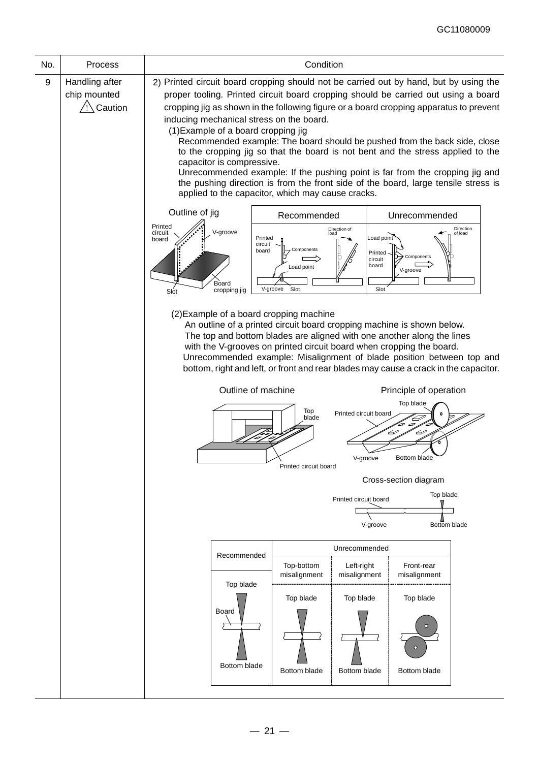| No. | Process | Condition |
|---|---|---|
| 9 | Handling after chip mounted ⚠ Caution | 2) Printed circuit board cropping should not be carried out by hand, but by using the proper tooling. Printed circuit board cropping should be carried out using a board cropping jig as shown in the following figure or a board cropping apparatus to prevent inducing mechanical stress on the board. |

(1)Example of a board cropping jig

Recommended example: The board should be pushed from the back side, close to the cropping jig so that the board is not bent and the stress applied to the capacitor is compressive.

Unrecommended example: If the pushing point is far from the cropping jig and the pushing direction is from the front side of the board, large tensile stress is applied to the capacitor, which may cause cracks.

Outline of jig — Printed circuit board, V-groove, Slot, Board cropping jig

| Recommended | Unrecommended |
|---|---|
| Printed circuit board, Components, Load point, Direction of load, V-groove, Slot | Load point, Printed circuit board, Components, V-groove, Direction of load, Slot |

(2)Example of a board cropping machine

An outline of a printed circuit board cropping machine is shown below.
The top and bottom blades are aligned with one another along the lines with the V-grooves on printed circuit board when cropping the board.
Unrecommended example: Misalignment of blade position between top and bottom, right and left, or front and rear blades may cause a crack in the capacitor.

Outline of machine — Top blade, Printed circuit board

Principle of operation — Top blade, Printed circuit board, V-groove, Bottom blade

Cross-section diagram — Printed circuit board, Top blade, V-groove, Bottom blade

| Recommended | Unrecommended | | |
|---|---|---|---|
| | Top-bottom misalignment | Left-right misalignment | Front-rear misalignment |
| Top blade / Board / Bottom blade | Top blade / Bottom blade | Top blade / Bottom blade | Top blade / Bottom blade |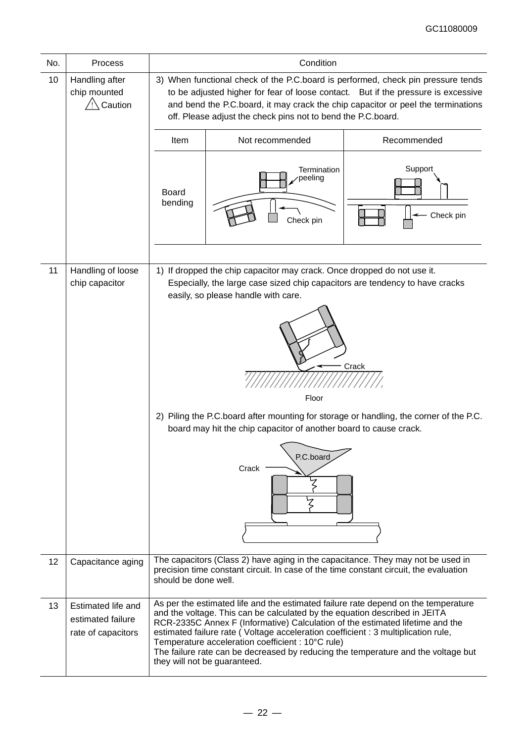| No. | Process | Condition |
|---|---|---|
| 10 | Handling after chip mounted ⚠ Caution | 3) When functional check of the P.C.board is performed, check pin pressure tends to be adjusted higher for fear of loose contact. But if the pressure is excessive and bend the P.C.board, it may crack the chip capacitor or peel the terminations off. Please adjust the check pins not to bend the P.C.board.<br><br>Item: Board bending — Not recommended: Termination peeling, Check pin — Recommended: Support, Check pin |
| 11 | Handling of loose chip capacitor | 1) If dropped the chip capacitor may crack. Once dropped do not use it. Especially, the large case sized chip capacitors are tendency to have cracks easily, so please handle with care.<br><br>Crack<br>Floor<br><br>2) Piling the P.C.board after mounting for storage or handling, the corner of the P.C. board may hit the chip capacitor of another board to cause crack.<br><br>P.C.board<br>Crack |
| 12 | Capacitance aging | The capacitors (Class 2) have aging in the capacitance. They may not be used in precision time constant circuit. In case of the time constant circuit, the evaluation should be done well. |
| 13 | Estimated life and estimated failure rate of capacitors | As per the estimated life and the estimated failure rate depend on the temperature and the voltage. This can be calculated by the equation described in JEITA RCR-2335C Annex F (Informative) Calculation of the estimated lifetime and the estimated failure rate ( Voltage acceleration coefficient : 3 multiplication rule, Temperature acceleration coefficient : 10°C rule)<br>The failure rate can be decreased by reducing the temperature and the voltage but they will not be guaranteed. |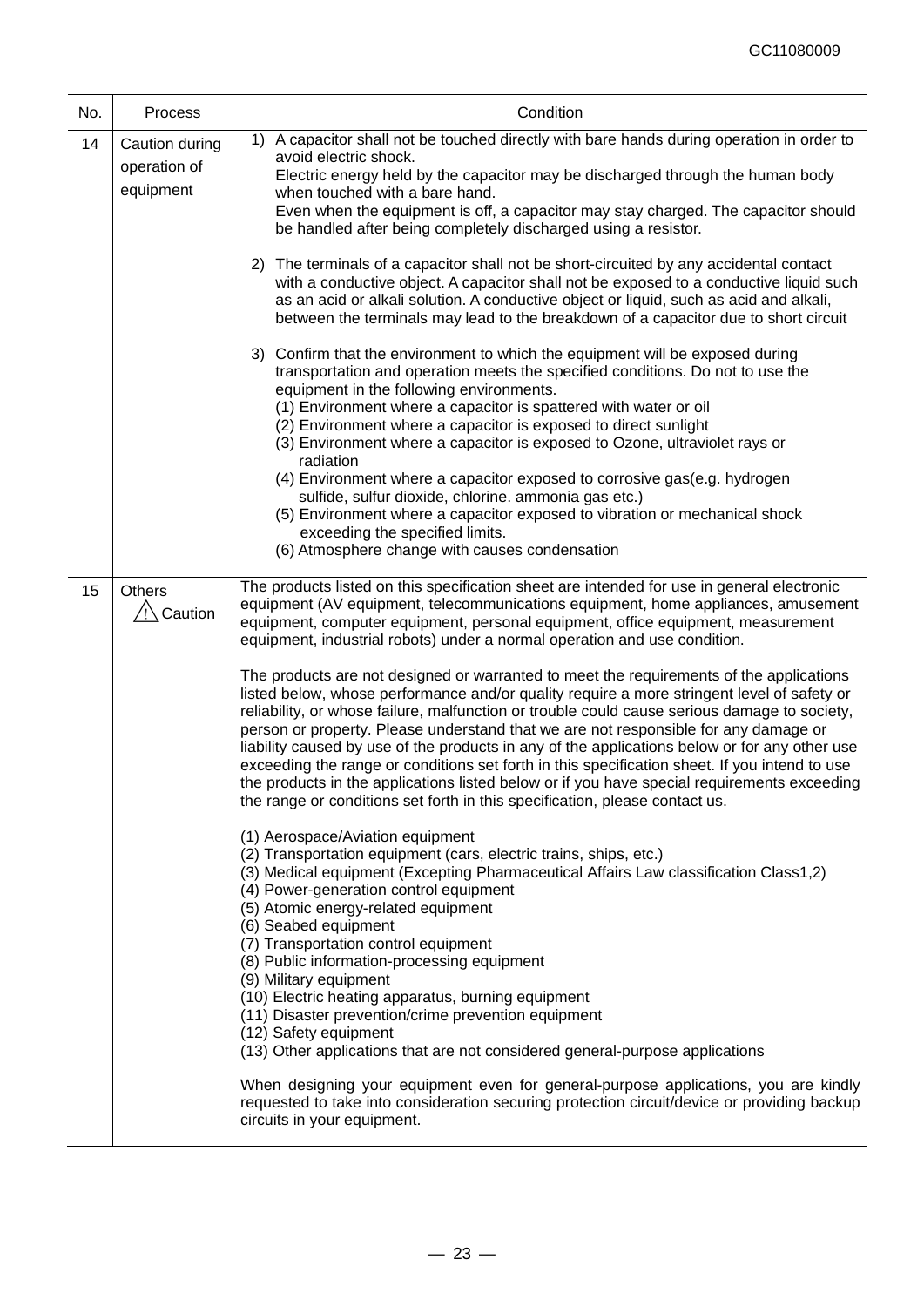| No. | Process | Condition |
|---|---|---|
| 14 | Caution during operation of equipment | 1) A capacitor shall not be touched directly with bare hands during operation in order to avoid electric shock.<br>Electric energy held by the capacitor may be discharged through the human body when touched with a bare hand.<br>Even when the equipment is off, a capacitor may stay charged. The capacitor should be handled after being completely discharged using a resistor.<br><br>2) The terminals of a capacitor shall not be short-circuited by any accidental contact with a conductive object. A capacitor shall not be exposed to a conductive liquid such as an acid or alkali solution. A conductive object or liquid, such as acid and alkali, between the terminals may lead to the breakdown of a capacitor due to short circuit<br><br>3) Confirm that the environment to which the equipment will be exposed during transportation and operation meets the specified conditions. Do not to use the equipment in the following environments.<br>(1) Environment where a capacitor is spattered with water or oil<br>(2) Environment where a capacitor is exposed to direct sunlight<br>(3) Environment where a capacitor is exposed to Ozone, ultraviolet rays or radiation<br>(4) Environment where a capacitor exposed to corrosive gas(e.g. hydrogen sulfide, sulfur dioxide, chlorine. ammonia gas etc.)<br>(5) Environment where a capacitor exposed to vibration or mechanical shock exceeding the specified limits.<br>(6) Atmosphere change with causes condensation |
| 15 | Others<br>⚠ Caution | The products listed on this specification sheet are intended for use in general electronic equipment (AV equipment, telecommunications equipment, home appliances, amusement equipment, computer equipment, personal equipment, office equipment, measurement equipment, industrial robots) under a normal operation and use condition.<br><br>The products are not designed or warranted to meet the requirements of the applications listed below, whose performance and/or quality require a more stringent level of safety or reliability, or whose failure, malfunction or trouble could cause serious damage to society, person or property. Please understand that we are not responsible for any damage or liability caused by use of the products in any of the applications below or for any other use exceeding the range or conditions set forth in this specification sheet. If you intend to use the products in the applications listed below or if you have special requirements exceeding the range or conditions set forth in this specification, please contact us.<br><br>(1) Aerospace/Aviation equipment<br>(2) Transportation equipment (cars, electric trains, ships, etc.)<br>(3) Medical equipment (Excepting Pharmaceutical Affairs Law classification Class1,2)<br>(4) Power-generation control equipment<br>(5) Atomic energy-related equipment<br>(6) Seabed equipment<br>(7) Transportation control equipment<br>(8) Public information-processing equipment<br>(9) Military equipment<br>(10) Electric heating apparatus, burning equipment<br>(11) Disaster prevention/crime prevention equipment<br>(12) Safety equipment<br>(13) Other applications that are not considered general-purpose applications<br><br>When designing your equipment even for general-purpose applications, you are kindly requested to take into consideration securing protection circuit/device or providing backup circuits in your equipment. |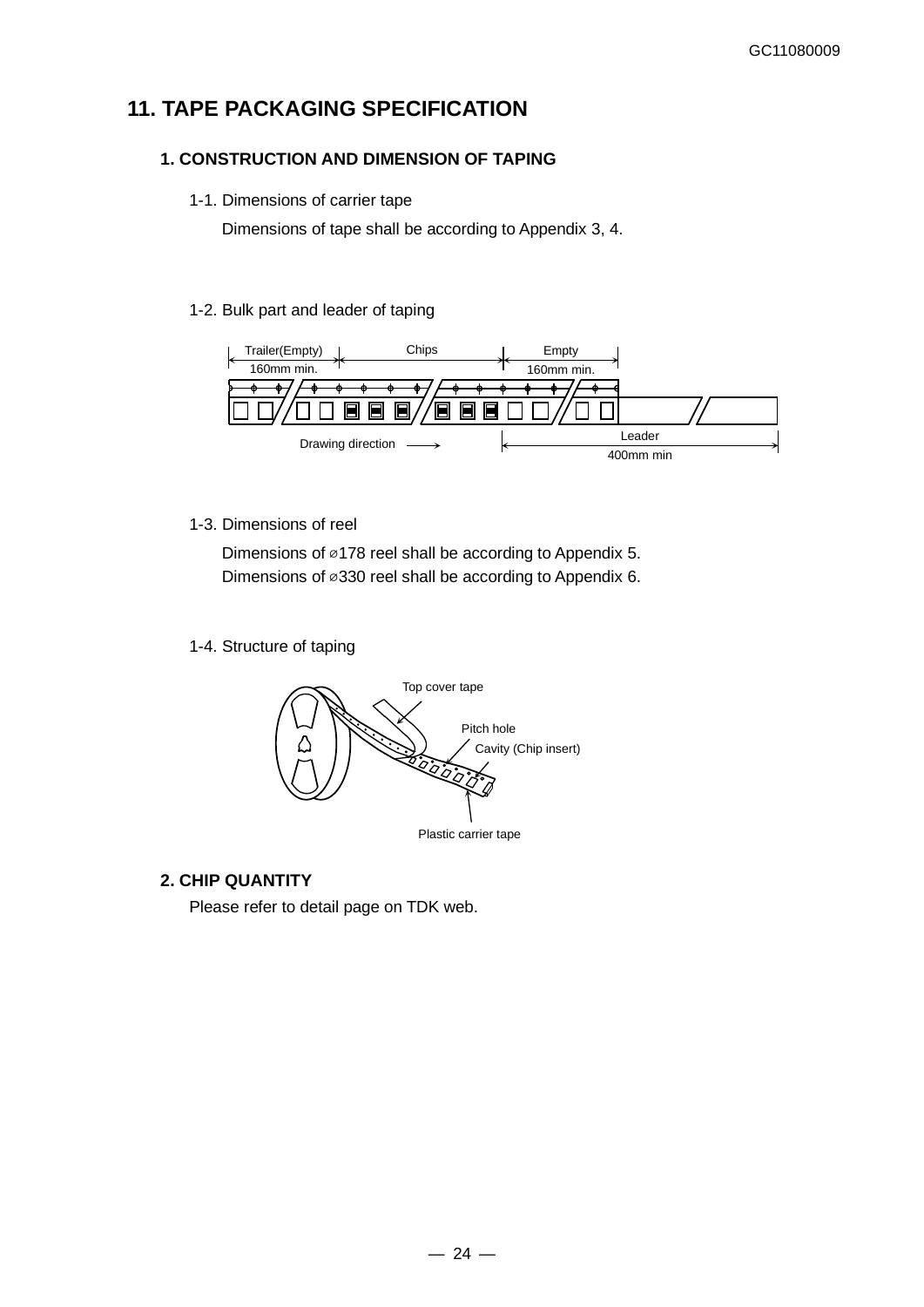## 11. TAPE PACKAGING SPECIFICATION

### 1. CONSTRUCTION AND DIMENSION OF TAPING

1-1. Dimensions of carrier tape

Dimensions of tape shall be according to Appendix 3, 4.

1-2. Bulk part and leader of taping

Trailer(Empty) 160mm min. | Chips | Empty 160mm min. | Leader 400mm min

Drawing direction →

1-3. Dimensions of reel

Dimensions of ⌀178 reel shall be according to Appendix 5.
Dimensions of ⌀330 reel shall be according to Appendix 6.

1-4. Structure of taping

Top cover tape, Pitch hole, Cavity (Chip insert), Plastic carrier tape

### 2. CHIP QUANTITY

Please refer to detail page on TDK web.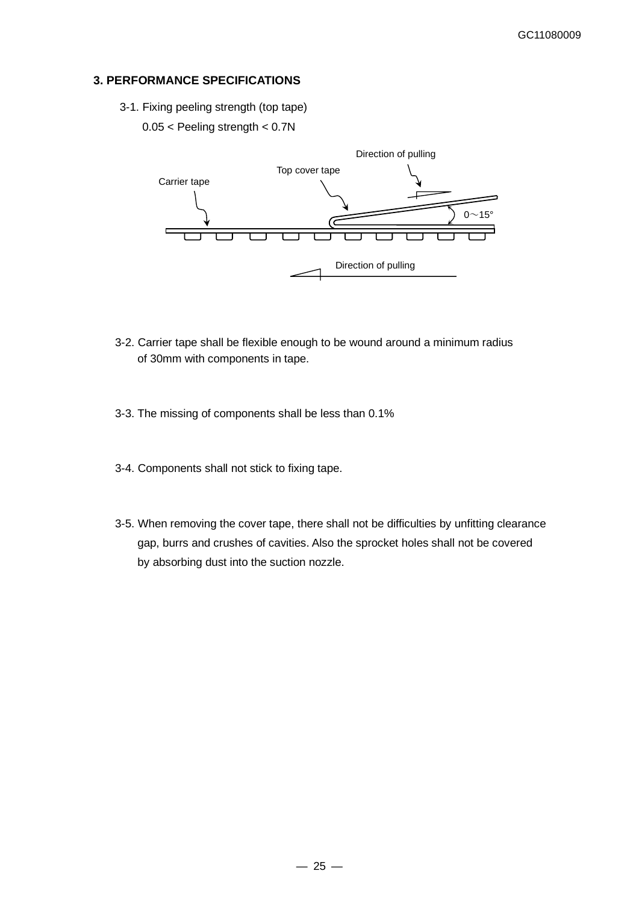## 3. PERFORMANCE SPECIFICATIONS

3-1. Fixing peeling strength (top tape)

0.05 < Peeling strength < 0.7N

Direction of pulling

Top cover tape

Carrier tape

0～15°

Direction of pulling

3-2. Carrier tape shall be flexible enough to be wound around a minimum radius of 30mm with components in tape.

3-3. The missing of components shall be less than 0.1%

3-4. Components shall not stick to fixing tape.

3-5. When removing the cover tape, there shall not be difficulties by unfitting clearance gap, burrs and crushes of cavities. Also the sprocket holes shall not be covered by absorbing dust into the suction nozzle.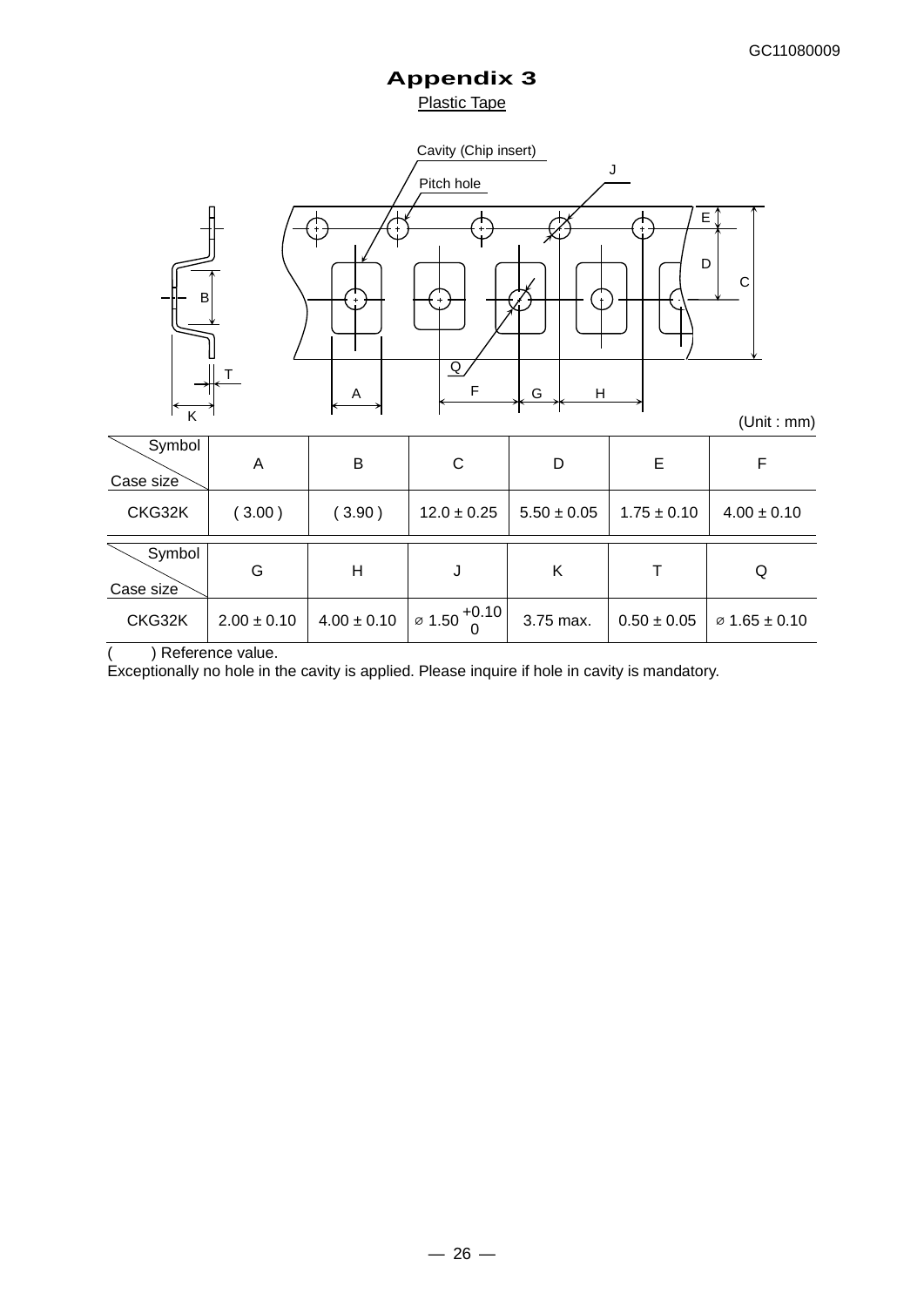# Appendix 3

## Plastic Tape

(Unit : mm)

| Symbol / Case size | A | B | C | D | E | F |
|---|---|---|---|---|---|---|
| CKG32K | ( 3.00 ) | ( 3.90 ) | 12.0 ± 0.25 | 5.50 ± 0.05 | 1.75 ± 0.10 | 4.00 ± 0.10 |

| Symbol / Case size | G | H | J | K | T | Q |
|---|---|---|---|---|---|---|
| CKG32K | 2.00 ± 0.10 | 4.00 ± 0.10 | ⌀ $1.50^{+0.10}_{0}$ | 3.75 max. | 0.50 ± 0.05 | ⌀ 1.65 ± 0.10 |

(    ) Reference value.

Exceptionally no hole in the cavity is applied. Please inquire if hole in cavity is mandatory.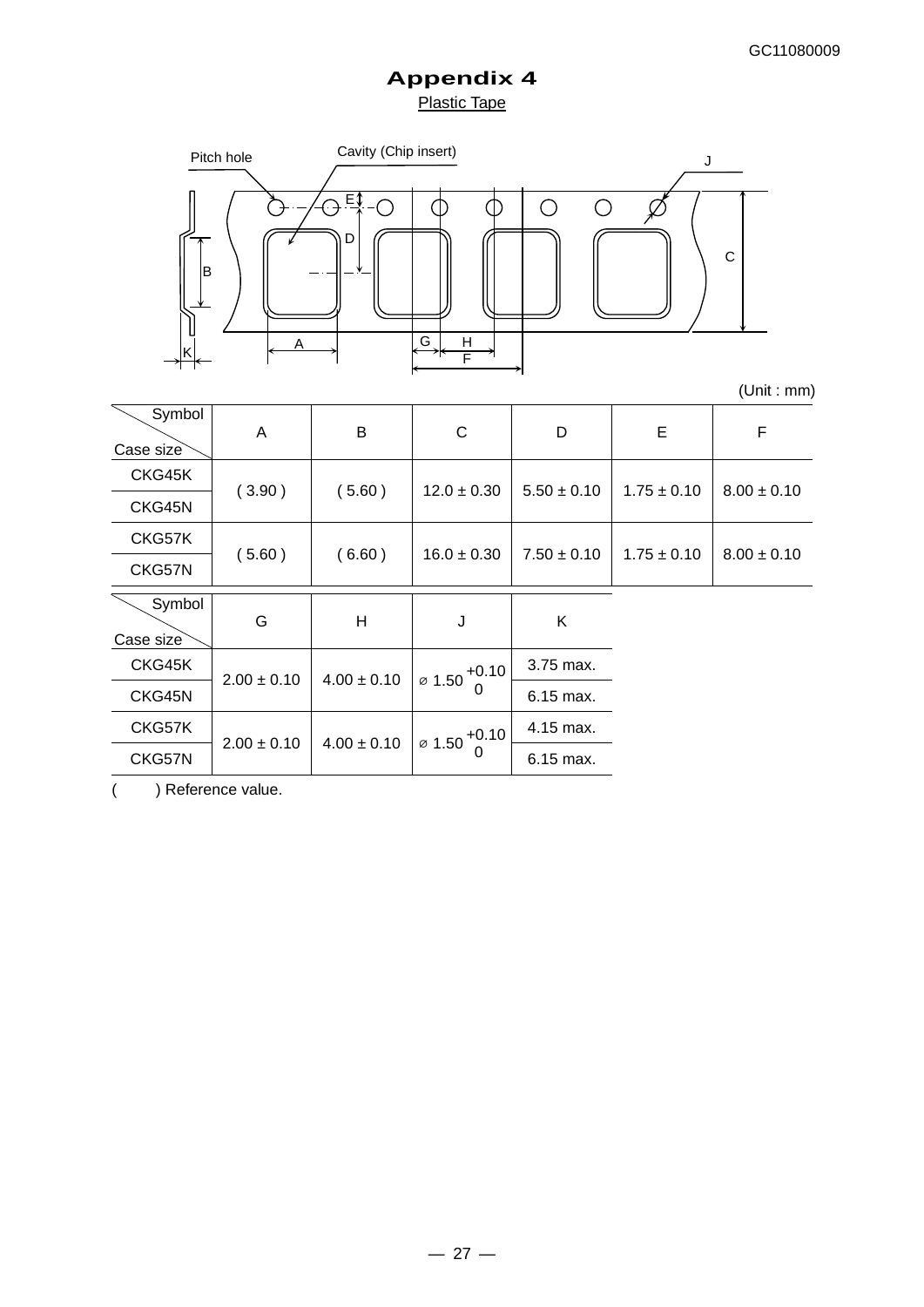# Appendix 4

Plastic Tape

(Unit : mm)

| Symbol / Case size | A | B | C | D | E | F |
|---|---|---|---|---|---|---|
| CKG45K | ( 3.90 ) | ( 5.60 ) | 12.0 ± 0.30 | 5.50 ± 0.10 | 1.75 ± 0.10 | 8.00 ± 0.10 |
| CKG45N | | | | | | |
| CKG57K | ( 5.60 ) | ( 6.60 ) | 16.0 ± 0.30 | 7.50 ± 0.10 | 1.75 ± 0.10 | 8.00 ± 0.10 |
| CKG57N | | | | | | |

| Symbol / Case size | G | H | J | K |
|---|---|---|---|---|
| CKG45K | 2.00 ± 0.10 | 4.00 ± 0.10 | $\varnothing$ 1.50 $^{+0.10}_{0}$ | 3.75 max. |
| CKG45N | | | | 6.15 max. |
| CKG57K | 2.00 ± 0.10 | 4.00 ± 0.10 | $\varnothing$ 1.50 $^{+0.10}_{0}$ | 4.15 max. |
| CKG57N | | | | 6.15 max. |

(　　) Reference value.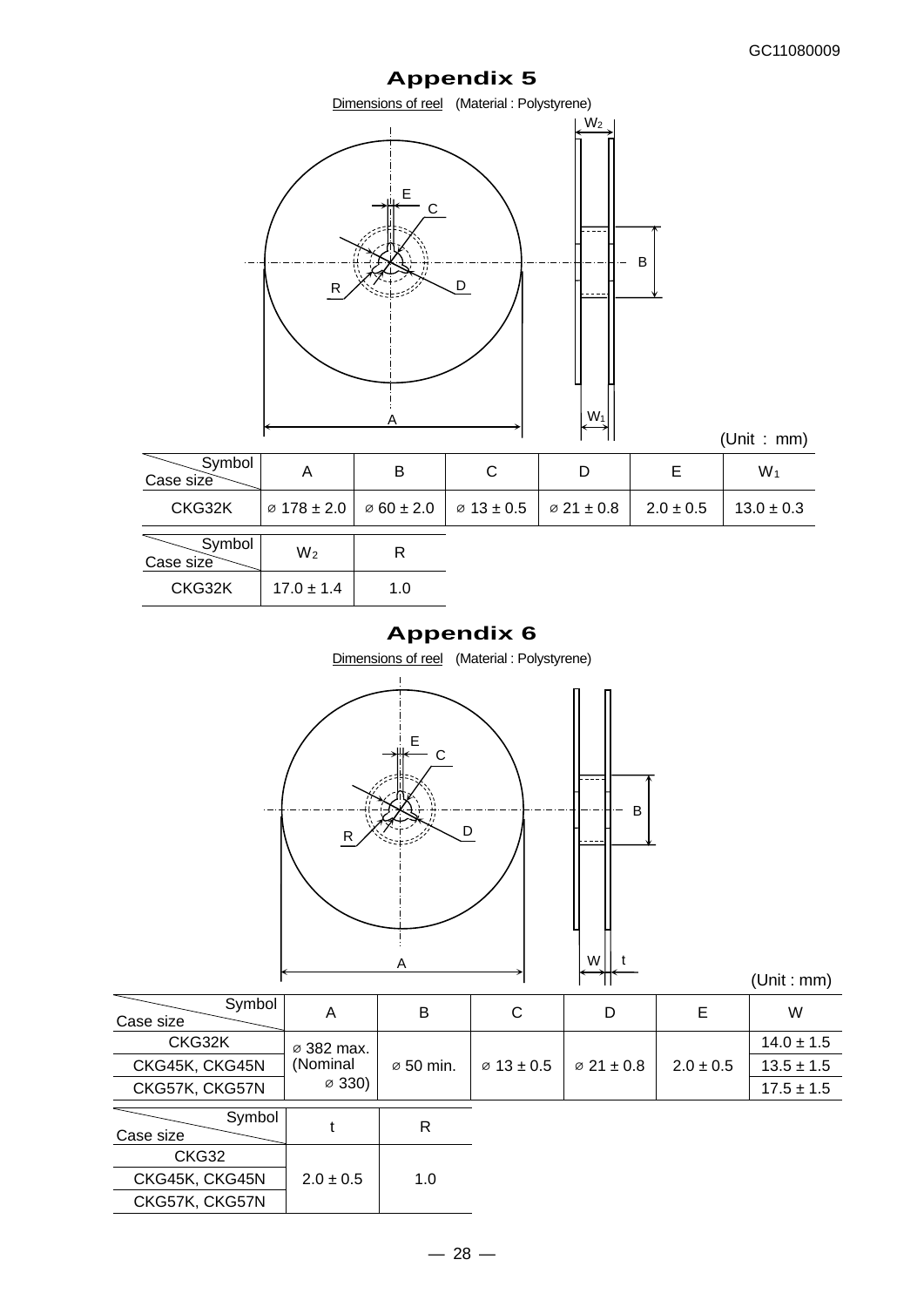# Appendix 5

Dimensions of reel (Material : Polystyrene)

W2

E

C

B

R

D

A

W1

(Unit : mm)

| Symbol / Case size | A | B | C | D | E | $W_1$ |
|---|---|---|---|---|---|---|
| CKG32K | ⌀ 178 ± 2.0 | ⌀ 60 ± 2.0 | ⌀ 13 ± 0.5 | ⌀ 21 ± 0.8 | 2.0 ± 0.5 | 13.0 ± 0.3 |

| Symbol / Case size | $W_2$ | R |
|---|---|---|
| CKG32K | 17.0 ± 1.4 | 1.0 |

# Appendix 6

Dimensions of reel (Material : Polystyrene)

E

C

B

R

D

A

W

t

(Unit : mm)

| Symbol / Case size | A | B | C | D | E | W |
|---|---|---|---|---|---|---|
| CKG32K | ⌀ 382 max. (Nominal ⌀ 330) | ⌀ 50 min. | ⌀ 13 ± 0.5 | ⌀ 21 ± 0.8 | 2.0 ± 0.5 | 14.0 ± 1.5 |
| CKG45K, CKG45N | | | | | | 13.5 ± 1.5 |
| CKG57K, CKG57N | | | | | | 17.5 ± 1.5 |

| Symbol / Case size | t | R |
|---|---|---|
| CKG32 | 2.0 ± 0.5 | 1.0 |
| CKG45K, CKG45N | | |
| CKG57K, CKG57N | | |